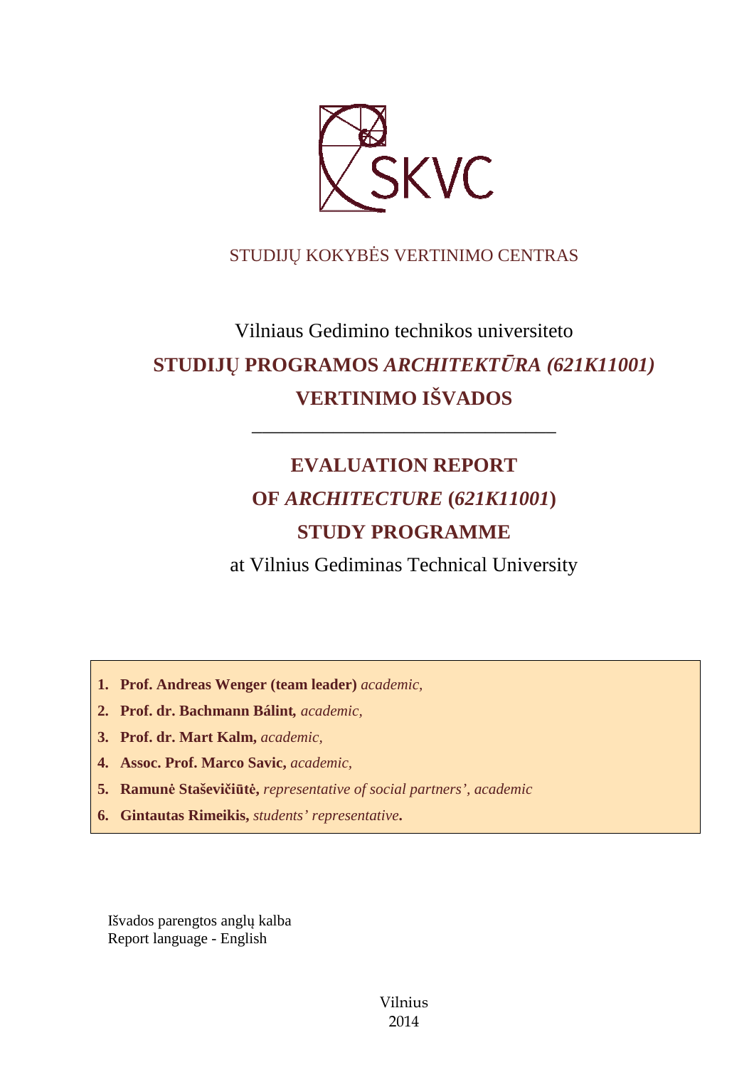SKVC

STUDIJŲ KOKYBĖS VERTINIMO CENTRAS

Vilniaus Gedimino technikos universiteto

# STUDIJŲ PROGRAMOS *ARCHITEKTŪRA (621K11001)* VERTINIMO IŠVADOS

---

# EVALUATION REPORT OF *ARCHITECTURE* (*621K11001*) STUDY PROGRAMME

at Vilnius Gediminas Technical University

1. **Prof. Andreas Wenger (team leader)** *academic,*
2. **Prof. dr. Bachmann Bálint,** *academic,*
3. **Prof. dr. Mart Kalm,** *academic,*
4. **Assoc. Prof. Marco Savic,** *academic,*
5. **Ramunė Staševičiūtė,** *representative of social partners', academic*
6. **Gintautas Rimeikis,** *students' representative***.**

Išvados parengtos anglų kalba
Report language - English

Vilnius
2014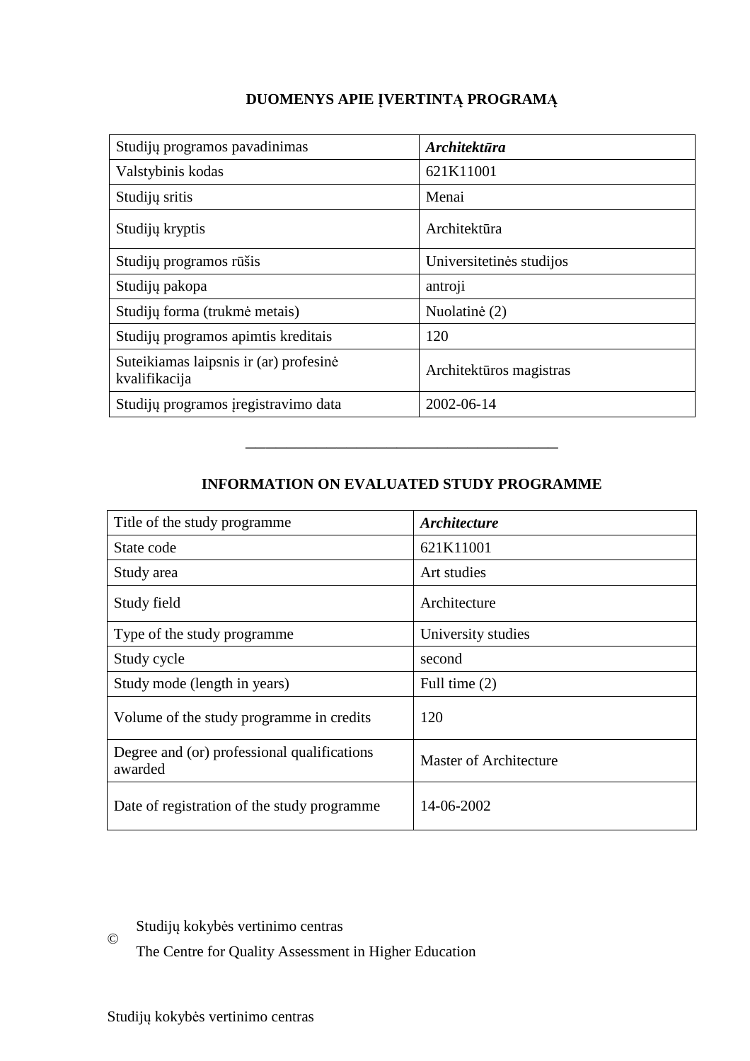## DUOMENYS APIE ĮVERTINTĄ PROGRAMĄ

| Studijų programos pavadinimas | ***Architektūra*** |
|---|---|
| Valstybinis kodas | 621K11001 |
| Studijų sritis | Menai |
| Studijų kryptis | Architektūra |
| Studijų programos rūšis | Universitetinės studijos |
| Studijų pakopa | antroji |
| Studijų forma (trukmė metais) | Nuolatinė (2) |
| Studijų programos apimtis kreditais | 120 |
| Suteikiamas laipsnis ir (ar) profesinė kvalifikacija | Architektūros magistras |
| Studijų programos įregistravimo data | 2002-06-14 |

---

## INFORMATION ON EVALUATED STUDY PROGRAMME

| Title of the study programme | ***Architecture*** |
|---|---|
| State code | 621K11001 |
| Study area | Art studies |
| Study field | Architecture |
| Type of the study programme | University studies |
| Study cycle | second |
| Study mode (length in years) | Full time (2) |
| Volume of the study programme in credits | 120 |
| Degree and (or) professional qualifications awarded | Master of Architecture |
| Date of registration of the study programme | 14-06-2002 |

© Studijų kokybės vertinimo centras
The Centre for Quality Assessment in Higher Education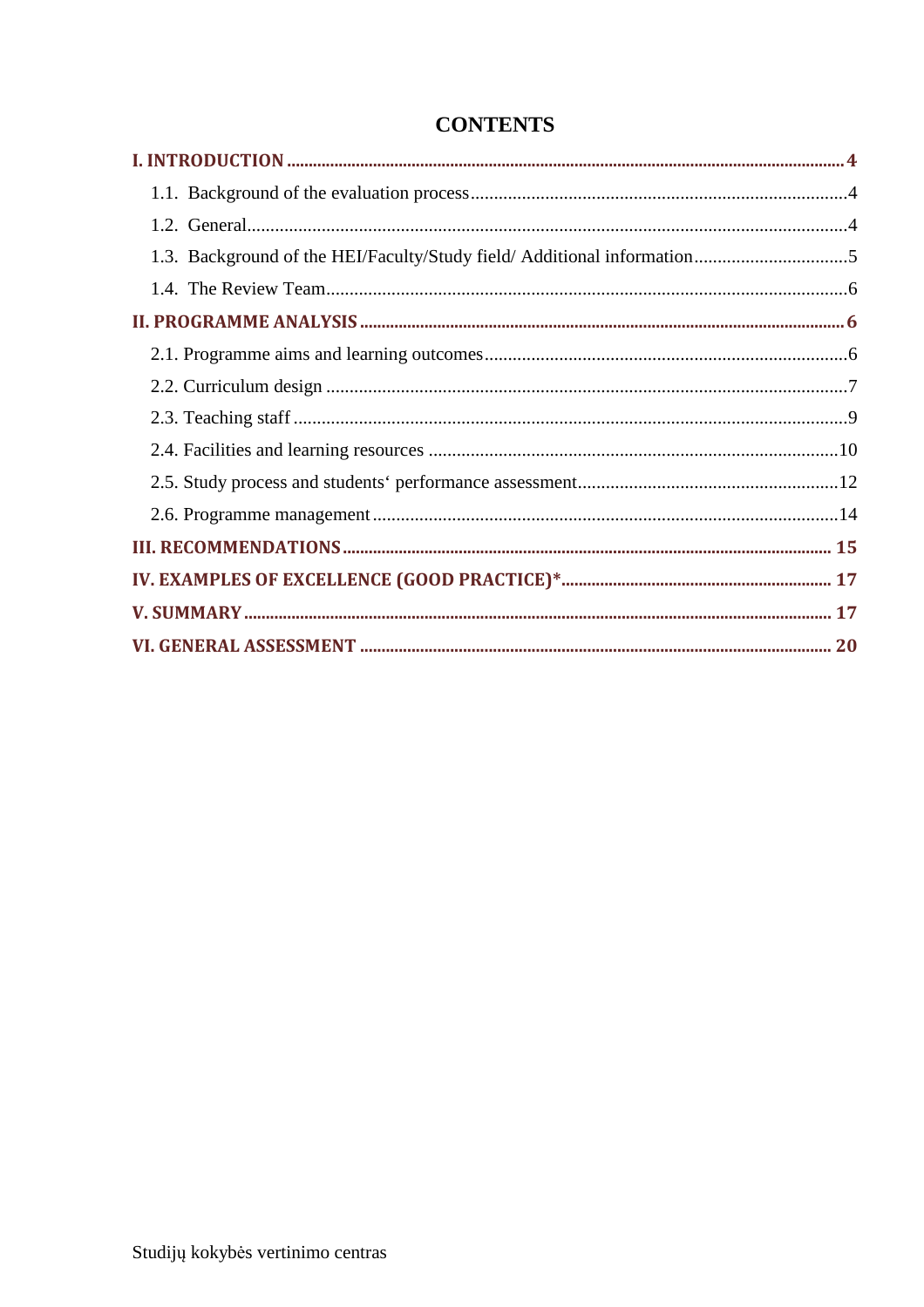# CONTENTS

**I. INTRODUCTION** ..... **4**

1.1. Background of the evaluation process ..... 4

1.2. General ..... 4

1.3. Background of the HEI/Faculty/Study field/ Additional information ..... 5

1.4. The Review Team ..... 6

**II. PROGRAMME ANALYSIS** ..... **6**

2.1. Programme aims and learning outcomes ..... 6

2.2. Curriculum design ..... 7

2.3. Teaching staff ..... 9

2.4. Facilities and learning resources ..... 10

2.5. Study process and students‘ performance assessment ..... 12

2.6. Programme management ..... 14

**III. RECOMMENDATIONS** ..... **15**

**IV. EXAMPLES OF EXCELLENCE (GOOD PRACTICE)*** ..... **17**

**V. SUMMARY** ..... **17**

**VI. GENERAL ASSESSMENT** ..... **20**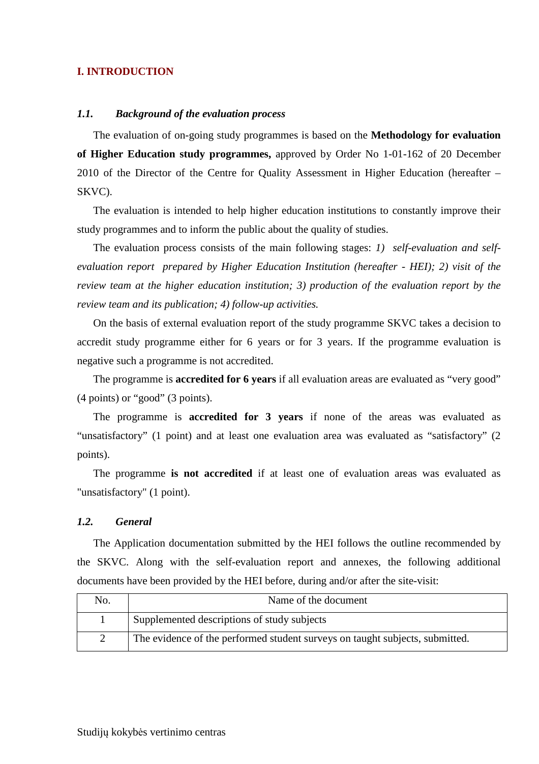## I. INTRODUCTION

### *1.1. Background of the evaluation process*

The evaluation of on-going study programmes is based on the **Methodology for evaluation of Higher Education study programmes,** approved by Order No 1-01-162 of 20 December 2010 of the Director of the Centre for Quality Assessment in Higher Education (hereafter – SKVC).

The evaluation is intended to help higher education institutions to constantly improve their study programmes and to inform the public about the quality of studies.

The evaluation process consists of the main following stages: *1) self-evaluation and self-evaluation report prepared by Higher Education Institution (hereafter - HEI); 2) visit of the review team at the higher education institution; 3) production of the evaluation report by the review team and its publication; 4) follow-up activities.*

On the basis of external evaluation report of the study programme SKVC takes a decision to accredit study programme either for 6 years or for 3 years. If the programme evaluation is negative such a programme is not accredited.

The programme is **accredited for 6 years** if all evaluation areas are evaluated as "very good" (4 points) or "good" (3 points).

The programme is **accredited for 3 years** if none of the areas was evaluated as "unsatisfactory" (1 point) and at least one evaluation area was evaluated as "satisfactory" (2 points).

The programme **is not accredited** if at least one of evaluation areas was evaluated as "unsatisfactory" (1 point).

### *1.2. General*

The Application documentation submitted by the HEI follows the outline recommended by the SKVC. Along with the self-evaluation report and annexes, the following additional documents have been provided by the HEI before, during and/or after the site-visit:

| No. | Name of the document |
|---|---|
| 1 | Supplemented descriptions of study subjects |
| 2 | The evidence of the performed student surveys on taught subjects, submitted. |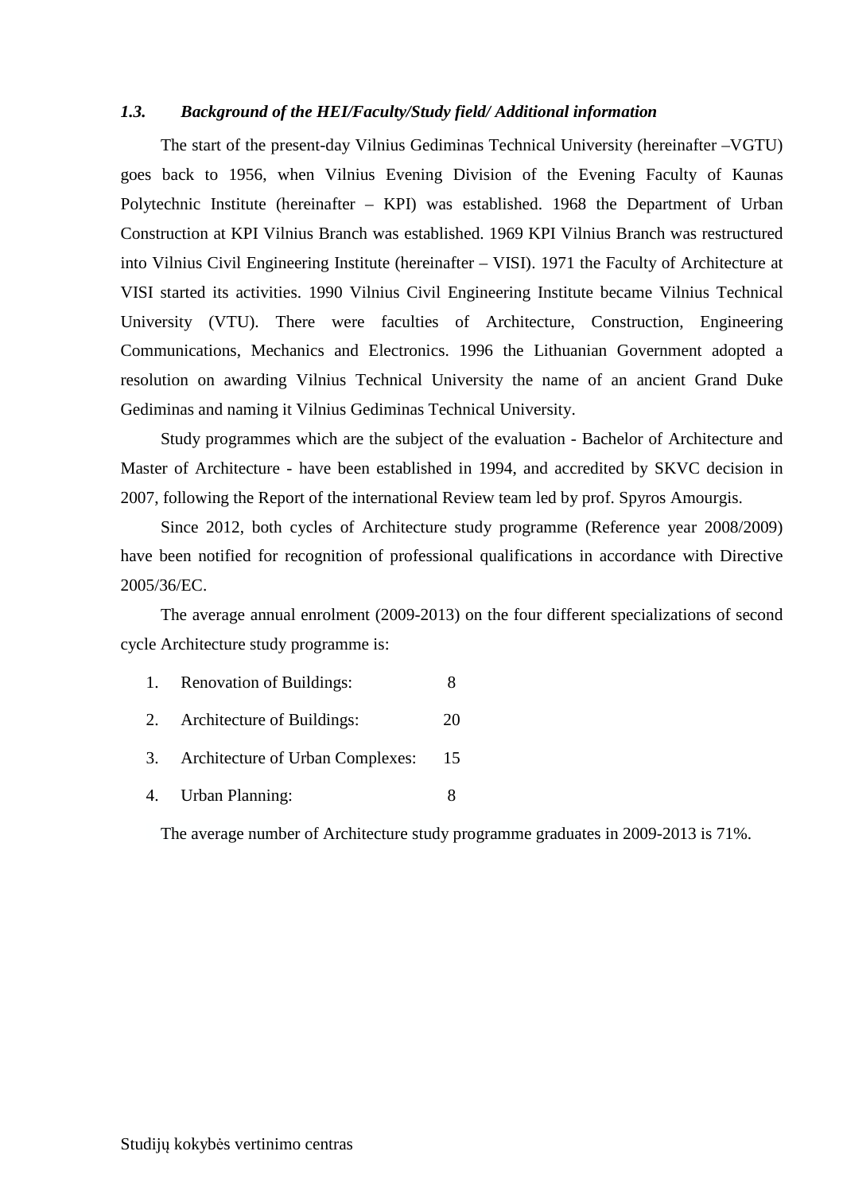### *1.3. Background of the HEI/Faculty/Study field/ Additional information*

The start of the present-day Vilnius Gediminas Technical University (hereinafter –VGTU) goes back to 1956, when Vilnius Evening Division of the Evening Faculty of Kaunas Polytechnic Institute (hereinafter – KPI) was established. 1968 the Department of Urban Construction at KPI Vilnius Branch was established. 1969 KPI Vilnius Branch was restructured into Vilnius Civil Engineering Institute (hereinafter – VISI). 1971 the Faculty of Architecture at VISI started its activities. 1990 Vilnius Civil Engineering Institute became Vilnius Technical University (VTU). There were faculties of Architecture, Construction, Engineering Communications, Mechanics and Electronics. 1996 the Lithuanian Government adopted a resolution on awarding Vilnius Technical University the name of an ancient Grand Duke Gediminas and naming it Vilnius Gediminas Technical University.

Study programmes which are the subject of the evaluation - Bachelor of Architecture and Master of Architecture - have been established in 1994, and accredited by SKVC decision in 2007, following the Report of the international Review team led by prof. Spyros Amourgis.

Since 2012, both cycles of Architecture study programme (Reference year 2008/2009) have been notified for recognition of professional qualifications in accordance with Directive 2005/36/EC.

The average annual enrolment (2009-2013) on the four different specializations of second cycle Architecture study programme is:

1. Renovation of Buildings: 8
2. Architecture of Buildings: 20
3. Architecture of Urban Complexes: 15
4. Urban Planning: 8

The average number of Architecture study programme graduates in 2009-2013 is 71%.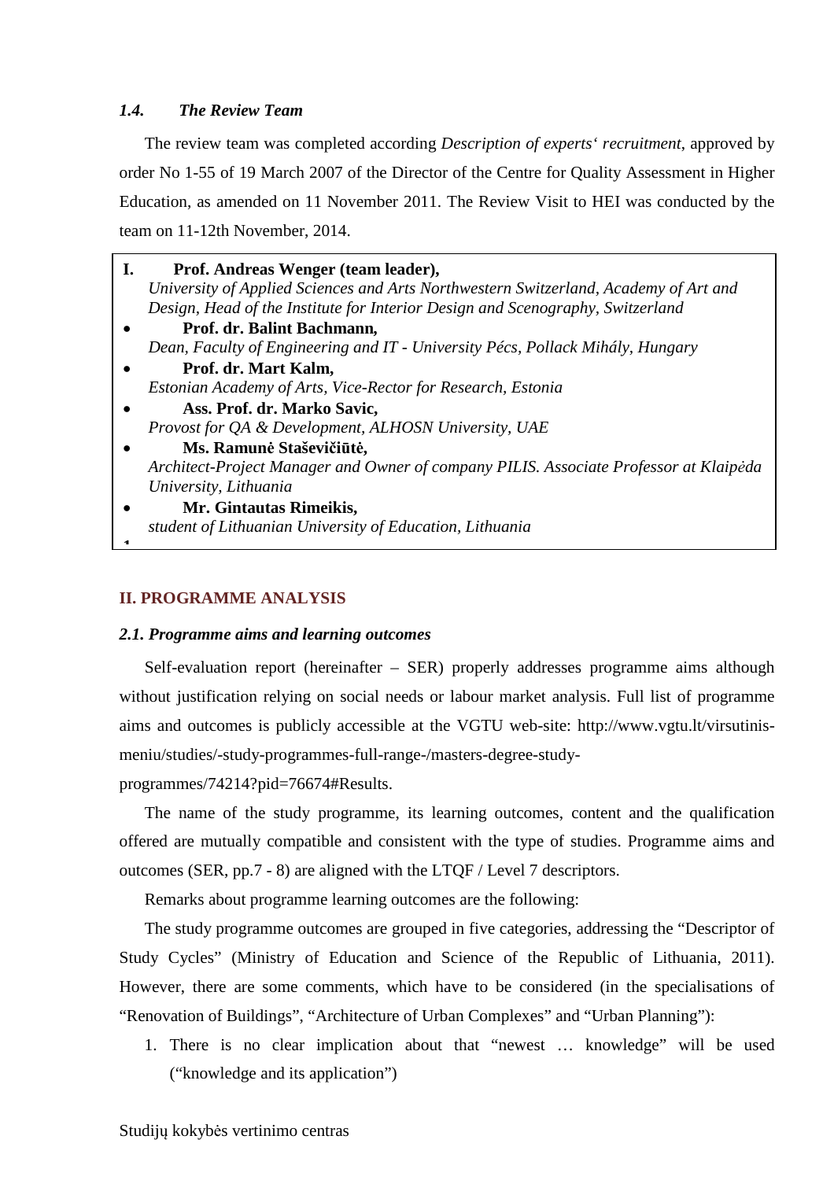### *1.4. The Review Team*

The review team was completed according *Description of experts‘ recruitment*, approved by order No 1-55 of 19 March 2007 of the Director of the Centre for Quality Assessment in Higher Education, as amended on 11 November 2011. The Review Visit to HEI was conducted by the team on 11-12th November, 2014.

**I. Prof. Andreas Wenger (team leader),**
*University of Applied Sciences and Arts Northwestern Switzerland, Academy of Art and Design, Head of the Institute for Interior Design and Scenography, Switzerland*

- **Prof. dr. Balint Bachmann,**
  *Dean, Faculty of Engineering and IT - University Pécs, Pollack Mihály, Hungary*
- **Prof. dr. Mart Kalm,**
  *Estonian Academy of Arts, Vice-Rector for Research, Estonia*
- **Ass. Prof. dr. Marko Savic,**
  *Provost for QA & Development, ALHOSN University, UAE*
- **Ms. Ramunė Staševičiūtė,**
  *Architect-Project Manager and Owner of company PILIS. Associate Professor at Klaipėda University, Lithuania*
- **Mr. Gintautas Rimeikis,**
  *student of Lithuanian University of Education, Lithuania*

## II. PROGRAMME ANALYSIS

### *2.1. Programme aims and learning outcomes*

Self-evaluation report (hereinafter – SER) properly addresses programme aims although without justification relying on social needs or labour market analysis. Full list of programme aims and outcomes is publicly accessible at the VGTU web-site: http://www.vgtu.lt/virsutinis-meniu/studies/-study-programmes-full-range-/masters-degree-study-programmes/74214?pid=76674#Results.

The name of the study programme, its learning outcomes, content and the qualification offered are mutually compatible and consistent with the type of studies. Programme aims and outcomes (SER, pp.7 - 8) are aligned with the LTQF / Level 7 descriptors.

Remarks about programme learning outcomes are the following:

The study programme outcomes are grouped in five categories, addressing the “Descriptor of Study Cycles” (Ministry of Education and Science of the Republic of Lithuania, 2011). However, there are some comments, which have to be considered (in the specialisations of “Renovation of Buildings”, “Architecture of Urban Complexes” and “Urban Planning”):

1. There is no clear implication about that “newest … knowledge” will be used (“knowledge and its application”)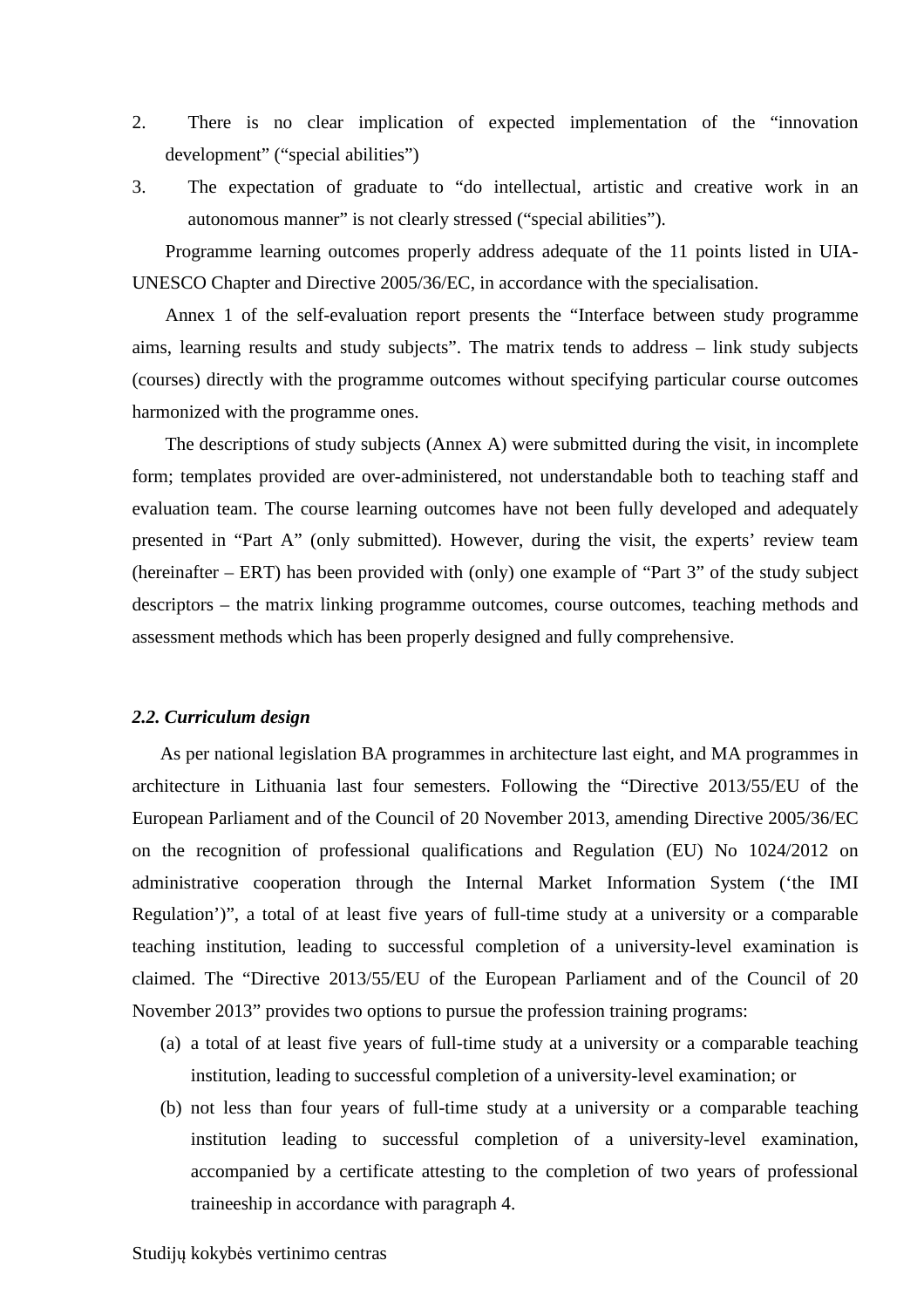2. There is no clear implication of expected implementation of the "innovation development" ("special abilities")
3. The expectation of graduate to "do intellectual, artistic and creative work in an autonomous manner" is not clearly stressed ("special abilities").

Programme learning outcomes properly address adequate of the 11 points listed in UIA-UNESCO Chapter and Directive 2005/36/EC, in accordance with the specialisation.

Annex 1 of the self-evaluation report presents the "Interface between study programme aims, learning results and study subjects". The matrix tends to address – link study subjects (courses) directly with the programme outcomes without specifying particular course outcomes harmonized with the programme ones.

The descriptions of study subjects (Annex A) were submitted during the visit, in incomplete form; templates provided are over-administered, not understandable both to teaching staff and evaluation team. The course learning outcomes have not been fully developed and adequately presented in "Part A" (only submitted). However, during the visit, the experts' review team (hereinafter – ERT) has been provided with (only) one example of "Part 3" of the study subject descriptors – the matrix linking programme outcomes, course outcomes, teaching methods and assessment methods which has been properly designed and fully comprehensive.

### *2.2. Curriculum design*

As per national legislation BA programmes in architecture last eight, and MA programmes in architecture in Lithuania last four semesters. Following the "Directive 2013/55/EU of the European Parliament and of the Council of 20 November 2013, amending Directive 2005/36/EC on the recognition of professional qualifications and Regulation (EU) No 1024/2012 on administrative cooperation through the Internal Market Information System ('the IMI Regulation')", a total of at least five years of full-time study at a university or a comparable teaching institution, leading to successful completion of a university-level examination is claimed. The "Directive 2013/55/EU of the European Parliament and of the Council of 20 November 2013" provides two options to pursue the profession training programs:

(a) a total of at least five years of full-time study at a university or a comparable teaching institution, leading to successful completion of a university-level examination; or

(b) not less than four years of full-time study at a university or a comparable teaching institution leading to successful completion of a university-level examination, accompanied by a certificate attesting to the completion of two years of professional traineeship in accordance with paragraph 4.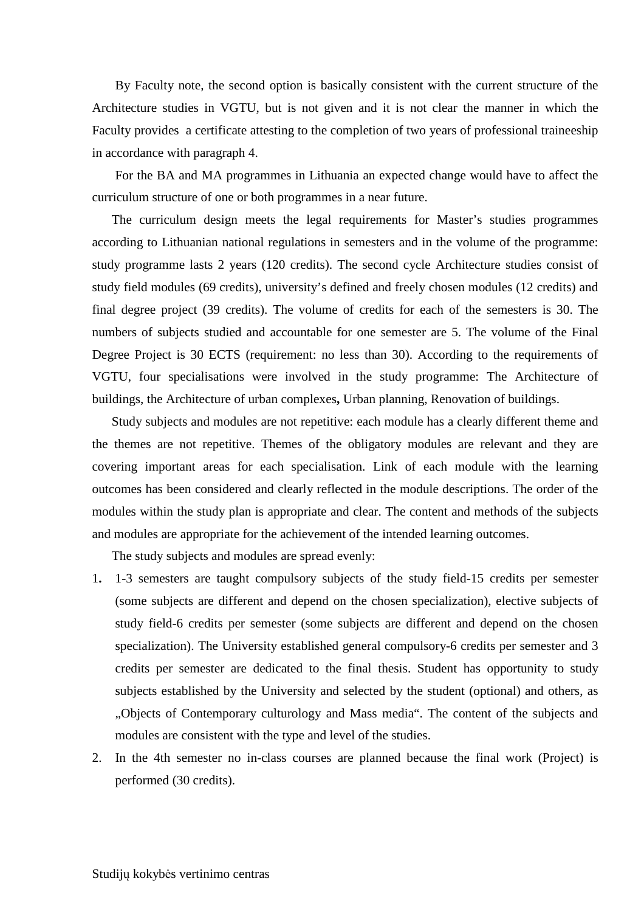By Faculty note, the second option is basically consistent with the current structure of the Architecture studies in VGTU, but is not given and it is not clear the manner in which the Faculty provides a certificate attesting to the completion of two years of professional traineeship in accordance with paragraph 4.

For the BA and MA programmes in Lithuania an expected change would have to affect the curriculum structure of one or both programmes in a near future.

The curriculum design meets the legal requirements for Master's studies programmes according to Lithuanian national regulations in semesters and in the volume of the programme: study programme lasts 2 years (120 credits). The second cycle Architecture studies consist of study field modules (69 credits), university's defined and freely chosen modules (12 credits) and final degree project (39 credits). The volume of credits for each of the semesters is 30. The numbers of subjects studied and accountable for one semester are 5. The volume of the Final Degree Project is 30 ECTS (requirement: no less than 30). According to the requirements of VGTU, four specialisations were involved in the study programme: The Architecture of buildings, the Architecture of urban complexes**,** Urban planning, Renovation of buildings.

Study subjects and modules are not repetitive: each module has a clearly different theme and the themes are not repetitive. Themes of the obligatory modules are relevant and they are covering important areas for each specialisation. Link of each module with the learning outcomes has been considered and clearly reflected in the module descriptions. The order of the modules within the study plan is appropriate and clear. The content and methods of the subjects and modules are appropriate for the achievement of the intended learning outcomes.

The study subjects and modules are spread evenly:

1. 1-3 semesters are taught compulsory subjects of the study field-15 credits per semester (some subjects are different and depend on the chosen specialization), elective subjects of study field-6 credits per semester (some subjects are different and depend on the chosen specialization). The University established general compulsory-6 credits per semester and 3 credits per semester are dedicated to the final thesis. Student has opportunity to study subjects established by the University and selected by the student (optional) and others, as „Objects of Contemporary culturology and Mass media". The content of the subjects and modules are consistent with the type and level of the studies.
2. In the 4th semester no in-class courses are planned because the final work (Project) is performed (30 credits).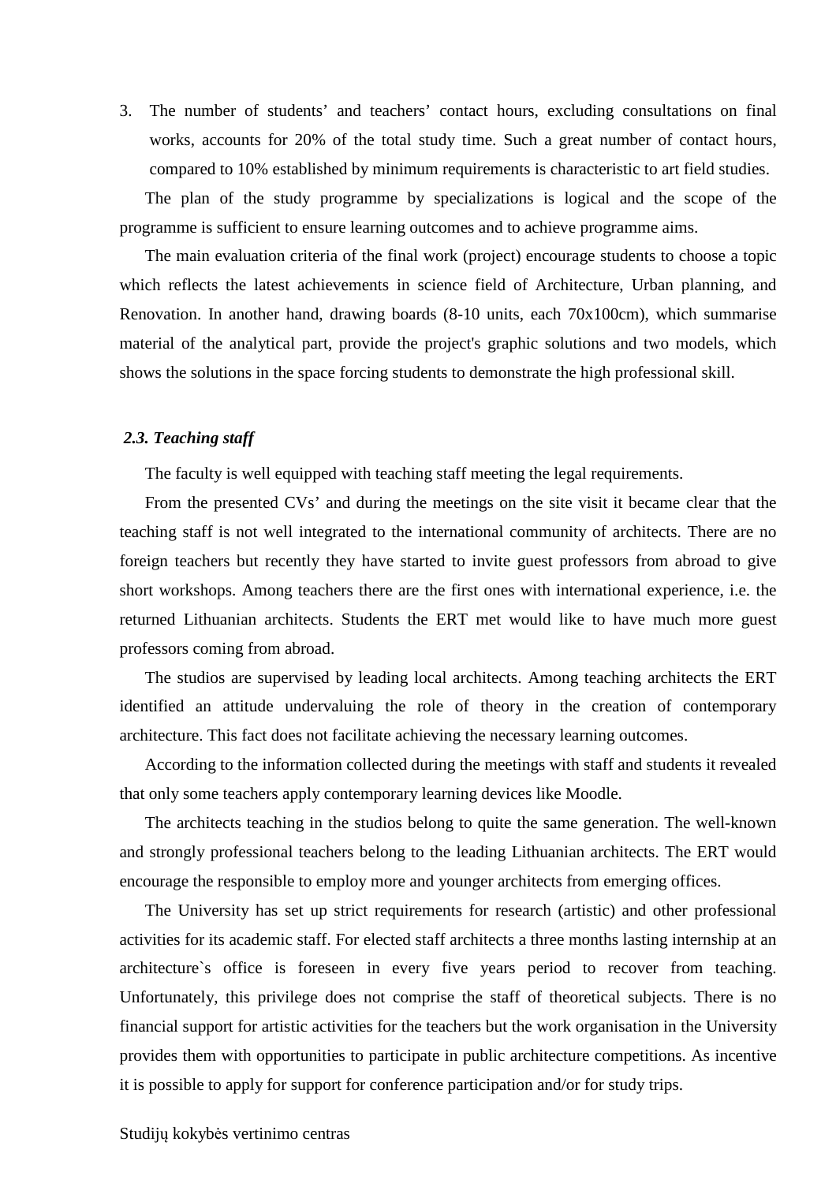3. The number of students' and teachers' contact hours, excluding consultations on final works, accounts for 20% of the total study time. Such a great number of contact hours, compared to 10% established by minimum requirements is characteristic to art field studies.

The plan of the study programme by specializations is logical and the scope of the programme is sufficient to ensure learning outcomes and to achieve programme aims.

The main evaluation criteria of the final work (project) encourage students to choose a topic which reflects the latest achievements in science field of Architecture, Urban planning, and Renovation. In another hand, drawing boards (8-10 units, each 70x100cm), which summarise material of the analytical part, provide the project's graphic solutions and two models, which shows the solutions in the space forcing students to demonstrate the high professional skill.

### *2.3. Teaching staff*

The faculty is well equipped with teaching staff meeting the legal requirements.

From the presented CVs' and during the meetings on the site visit it became clear that the teaching staff is not well integrated to the international community of architects. There are no foreign teachers but recently they have started to invite guest professors from abroad to give short workshops. Among teachers there are the first ones with international experience, i.e. the returned Lithuanian architects. Students the ERT met would like to have much more guest professors coming from abroad.

The studios are supervised by leading local architects. Among teaching architects the ERT identified an attitude undervaluing the role of theory in the creation of contemporary architecture. This fact does not facilitate achieving the necessary learning outcomes.

According to the information collected during the meetings with staff and students it revealed that only some teachers apply contemporary learning devices like Moodle.

The architects teaching in the studios belong to quite the same generation. The well-known and strongly professional teachers belong to the leading Lithuanian architects. The ERT would encourage the responsible to employ more and younger architects from emerging offices.

The University has set up strict requirements for research (artistic) and other professional activities for its academic staff. For elected staff architects a three months lasting internship at an architecture`s office is foreseen in every five years period to recover from teaching. Unfortunately, this privilege does not comprise the staff of theoretical subjects. There is no financial support for artistic activities for the teachers but the work organisation in the University provides them with opportunities to participate in public architecture competitions. As incentive it is possible to apply for support for conference participation and/or for study trips.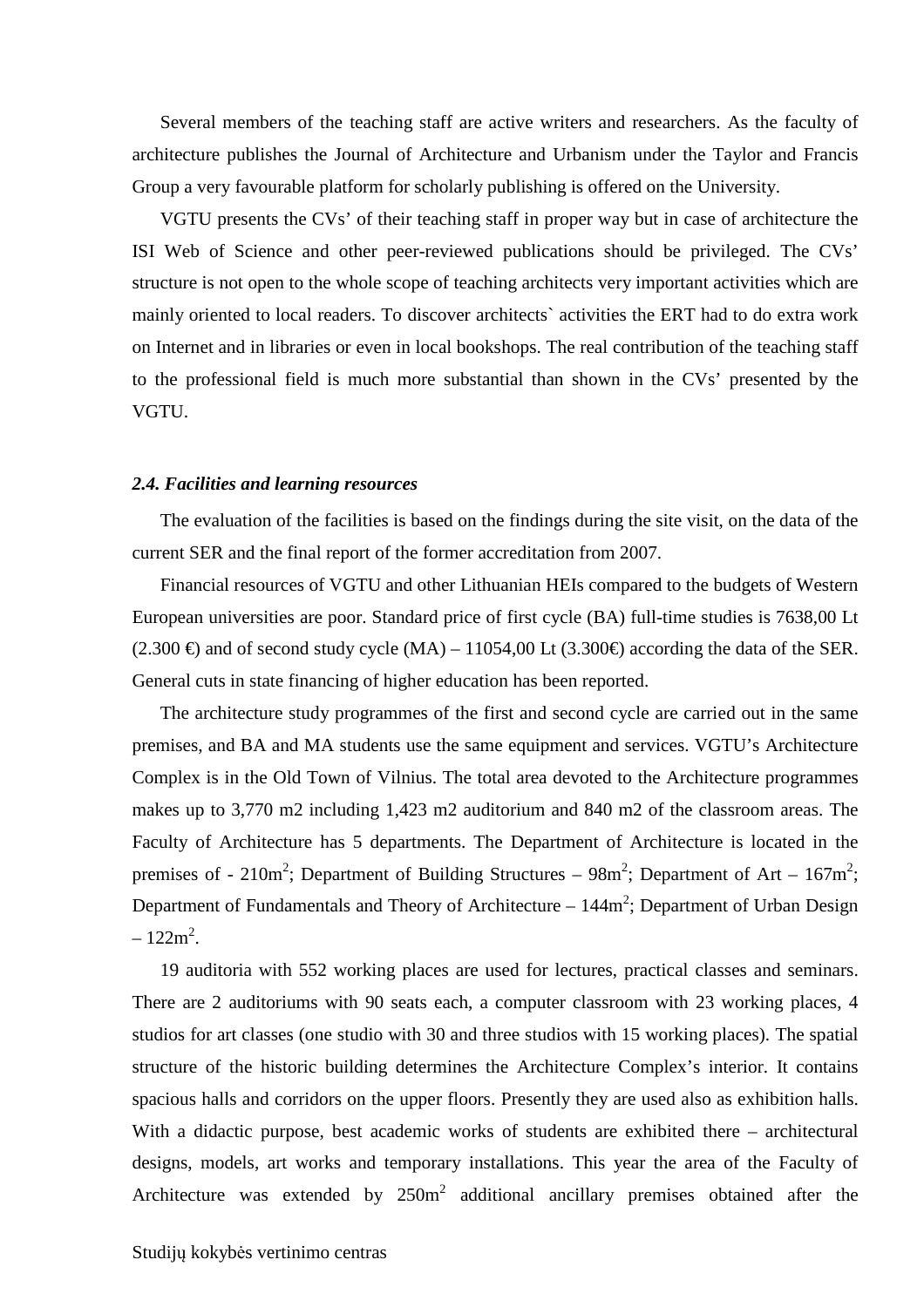Several members of the teaching staff are active writers and researchers. As the faculty of architecture publishes the Journal of Architecture and Urbanism under the Taylor and Francis Group a very favourable platform for scholarly publishing is offered on the University.

VGTU presents the CVs' of their teaching staff in proper way but in case of architecture the ISI Web of Science and other peer-reviewed publications should be privileged. The CVs' structure is not open to the whole scope of teaching architects very important activities which are mainly oriented to local readers. To discover architects` activities the ERT had to do extra work on Internet and in libraries or even in local bookshops. The real contribution of the teaching staff to the professional field is much more substantial than shown in the CVs' presented by the VGTU.

### *2.4. Facilities and learning resources*

The evaluation of the facilities is based on the findings during the site visit, on the data of the current SER and the final report of the former accreditation from 2007.

Financial resources of VGTU and other Lithuanian HEIs compared to the budgets of Western European universities are poor. Standard price of first cycle (BA) full-time studies is 7638,00 Lt (2.300 €) and of second study cycle (MA) – 11054,00 Lt (3.300€) according the data of the SER. General cuts in state financing of higher education has been reported.

The architecture study programmes of the first and second cycle are carried out in the same premises, and BA and MA students use the same equipment and services. VGTU's Architecture Complex is in the Old Town of Vilnius. The total area devoted to the Architecture programmes makes up to 3,770 m2 including 1,423 m2 auditorium and 840 m2 of the classroom areas. The Faculty of Architecture has 5 departments. The Department of Architecture is located in the premises of - 210m$^2$; Department of Building Structures – 98m$^2$; Department of Art – 167m$^2$; Department of Fundamentals and Theory of Architecture – 144m$^2$; Department of Urban Design – 122m$^2$.

19 auditoria with 552 working places are used for lectures, practical classes and seminars. There are 2 auditoriums with 90 seats each, a computer classroom with 23 working places, 4 studios for art classes (one studio with 30 and three studios with 15 working places). The spatial structure of the historic building determines the Architecture Complex's interior. It contains spacious halls and corridors on the upper floors. Presently they are used also as exhibition halls. With a didactic purpose, best academic works of students are exhibited there – architectural designs, models, art works and temporary installations. This year the area of the Faculty of Architecture was extended by 250m$^2$ additional ancillary premises obtained after the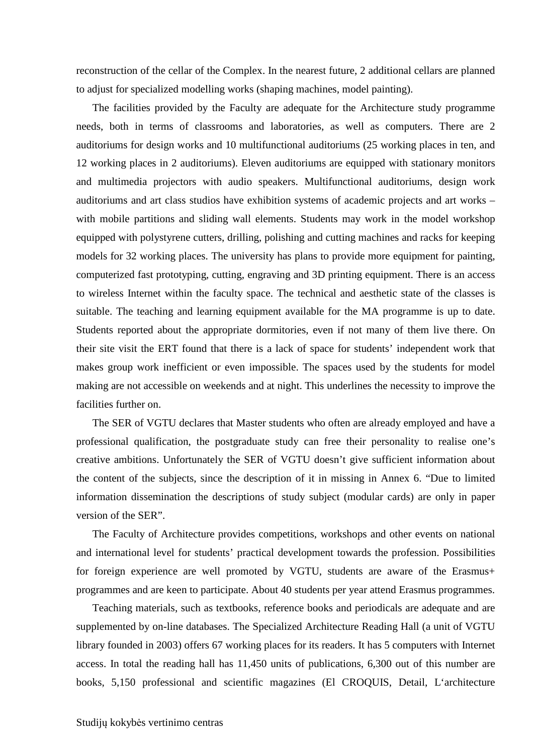reconstruction of the cellar of the Complex. In the nearest future, 2 additional cellars are planned to adjust for specialized modelling works (shaping machines, model painting).

The facilities provided by the Faculty are adequate for the Architecture study programme needs, both in terms of classrooms and laboratories, as well as computers. There are 2 auditoriums for design works and 10 multifunctional auditoriums (25 working places in ten, and 12 working places in 2 auditoriums). Eleven auditoriums are equipped with stationary monitors and multimedia projectors with audio speakers. Multifunctional auditoriums, design work auditoriums and art class studios have exhibition systems of academic projects and art works – with mobile partitions and sliding wall elements. Students may work in the model workshop equipped with polystyrene cutters, drilling, polishing and cutting machines and racks for keeping models for 32 working places. The university has plans to provide more equipment for painting, computerized fast prototyping, cutting, engraving and 3D printing equipment. There is an access to wireless Internet within the faculty space. The technical and aesthetic state of the classes is suitable. The teaching and learning equipment available for the MA programme is up to date. Students reported about the appropriate dormitories, even if not many of them live there. On their site visit the ERT found that there is a lack of space for students' independent work that makes group work inefficient or even impossible. The spaces used by the students for model making are not accessible on weekends and at night. This underlines the necessity to improve the facilities further on.

The SER of VGTU declares that Master students who often are already employed and have a professional qualification, the postgraduate study can free their personality to realise one's creative ambitions. Unfortunately the SER of VGTU doesn't give sufficient information about the content of the subjects, since the description of it in missing in Annex 6. "Due to limited information dissemination the descriptions of study subject (modular cards) are only in paper version of the SER".

The Faculty of Architecture provides competitions, workshops and other events on national and international level for students' practical development towards the profession. Possibilities for foreign experience are well promoted by VGTU, students are aware of the Erasmus+ programmes and are keen to participate. About 40 students per year attend Erasmus programmes.

Teaching materials, such as textbooks, reference books and periodicals are adequate and are supplemented by on-line databases. The Specialized Architecture Reading Hall (a unit of VGTU library founded in 2003) offers 67 working places for its readers. It has 5 computers with Internet access. In total the reading hall has 11,450 units of publications, 6,300 out of this number are books, 5,150 professional and scientific magazines (El CROQUIS, Detail, L'architecture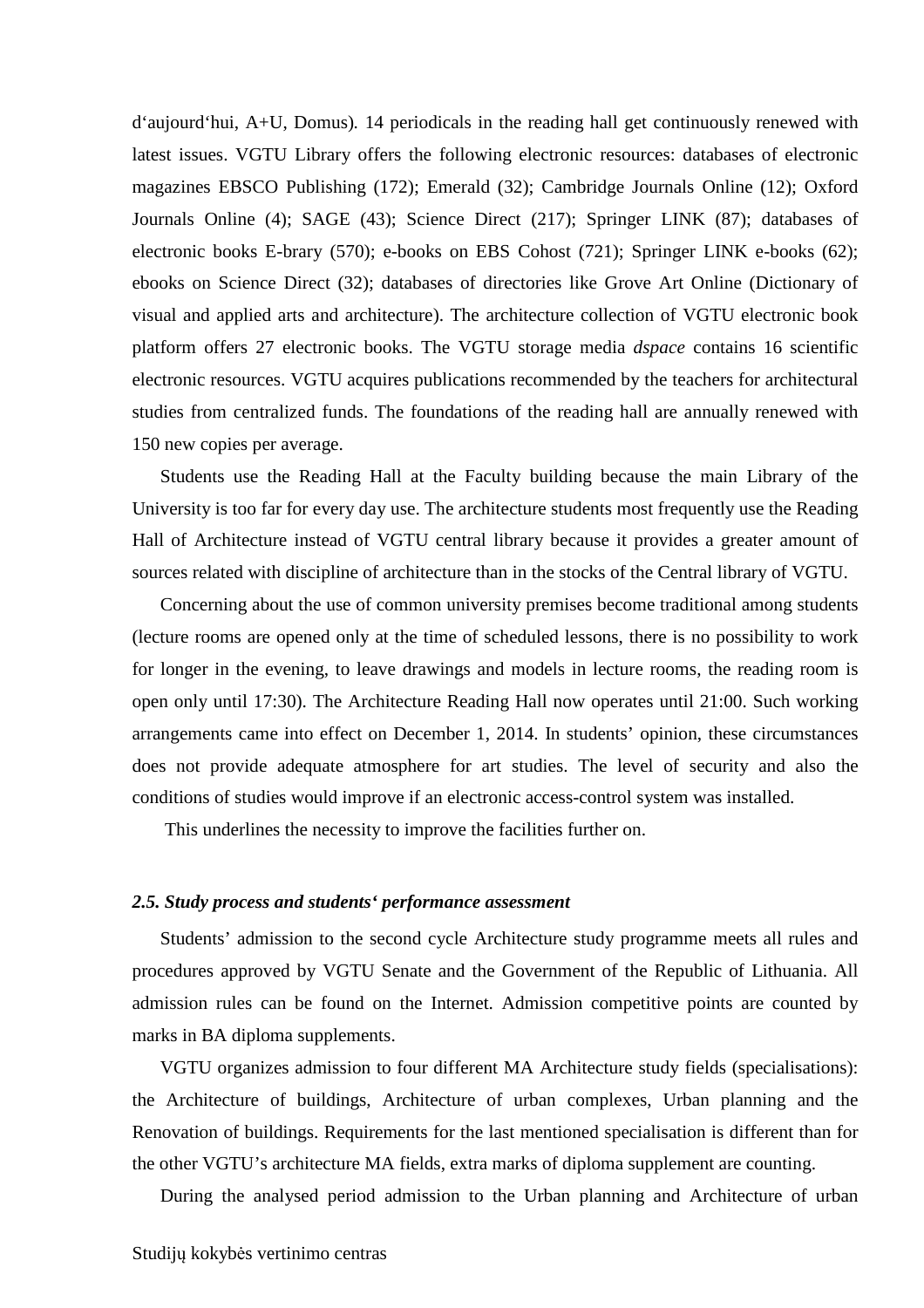d‘aujourd‘hui, A+U, Domus). 14 periodicals in the reading hall get continuously renewed with latest issues. VGTU Library offers the following electronic resources: databases of electronic magazines EBSCO Publishing (172); Emerald (32); Cambridge Journals Online (12); Oxford Journals Online (4); SAGE (43); Science Direct (217); Springer LINK (87); databases of electronic books E-brary (570); e-books on EBS Cohost (721); Springer LINK e-books (62); ebooks on Science Direct (32); databases of directories like Grove Art Online (Dictionary of visual and applied arts and architecture). The architecture collection of VGTU electronic book platform offers 27 electronic books. The VGTU storage media *dspace* contains 16 scientific electronic resources. VGTU acquires publications recommended by the teachers for architectural studies from centralized funds. The foundations of the reading hall are annually renewed with 150 new copies per average.

Students use the Reading Hall at the Faculty building because the main Library of the University is too far for every day use. The architecture students most frequently use the Reading Hall of Architecture instead of VGTU central library because it provides a greater amount of sources related with discipline of architecture than in the stocks of the Central library of VGTU.

Concerning about the use of common university premises become traditional among students (lecture rooms are opened only at the time of scheduled lessons, there is no possibility to work for longer in the evening, to leave drawings and models in lecture rooms, the reading room is open only until 17:30). The Architecture Reading Hall now operates until 21:00. Such working arrangements came into effect on December 1, 2014. In students’ opinion, these circumstances does not provide adequate atmosphere for art studies. The level of security and also the conditions of studies would improve if an electronic access-control system was installed.

This underlines the necessity to improve the facilities further on.

### *2.5. Study process and students‘ performance assessment*

Students’ admission to the second cycle Architecture study programme meets all rules and procedures approved by VGTU Senate and the Government of the Republic of Lithuania. All admission rules can be found on the Internet. Admission competitive points are counted by marks in BA diploma supplements.

VGTU organizes admission to four different MA Architecture study fields (specialisations): the Architecture of buildings, Architecture of urban complexes, Urban planning and the Renovation of buildings. Requirements for the last mentioned specialisation is different than for the other VGTU’s architecture MA fields, extra marks of diploma supplement are counting.

During the analysed period admission to the Urban planning and Architecture of urban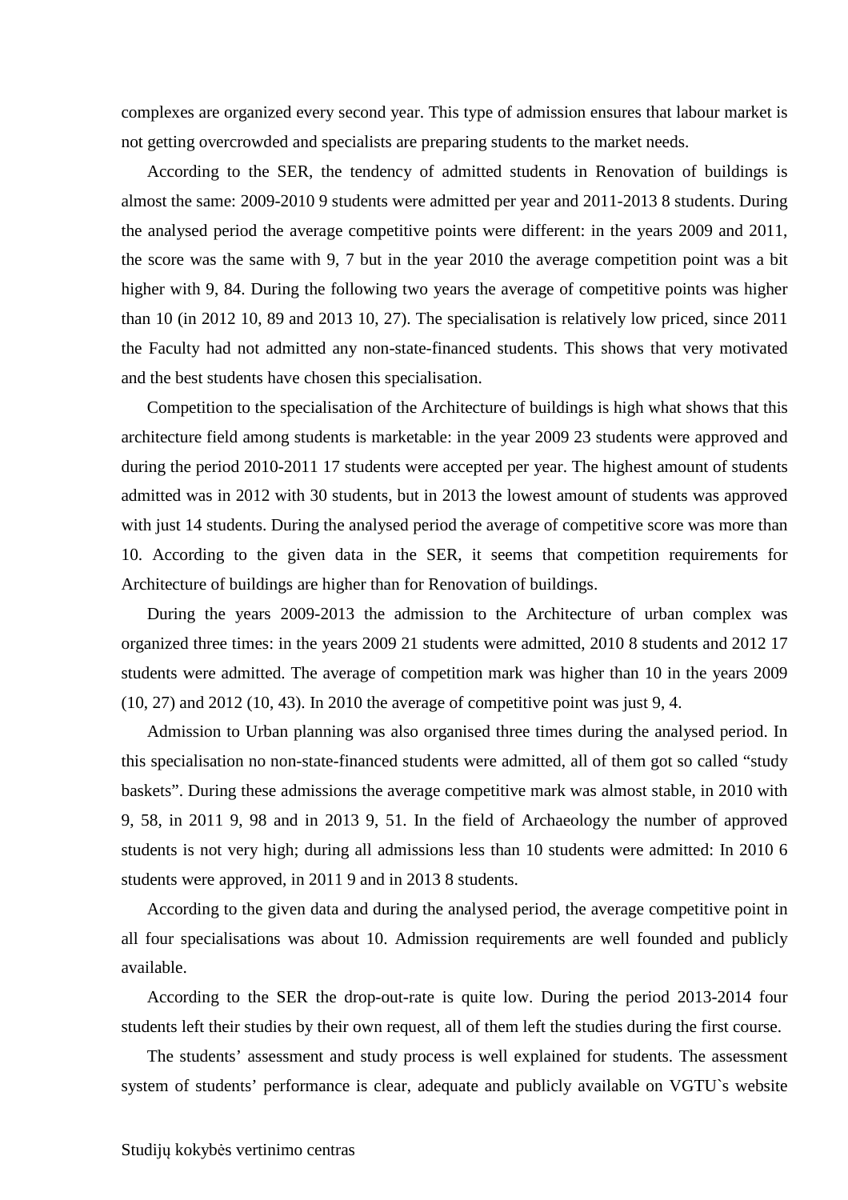complexes are organized every second year. This type of admission ensures that labour market is not getting overcrowded and specialists are preparing students to the market needs.

According to the SER, the tendency of admitted students in Renovation of buildings is almost the same: 2009-2010 9 students were admitted per year and 2011-2013 8 students. During the analysed period the average competitive points were different: in the years 2009 and 2011, the score was the same with 9, 7 but in the year 2010 the average competition point was a bit higher with 9, 84. During the following two years the average of competitive points was higher than 10 (in 2012 10, 89 and 2013 10, 27). The specialisation is relatively low priced, since 2011 the Faculty had not admitted any non-state-financed students. This shows that very motivated and the best students have chosen this specialisation.

Competition to the specialisation of the Architecture of buildings is high what shows that this architecture field among students is marketable: in the year 2009 23 students were approved and during the period 2010-2011 17 students were accepted per year. The highest amount of students admitted was in 2012 with 30 students, but in 2013 the lowest amount of students was approved with just 14 students. During the analysed period the average of competitive score was more than 10. According to the given data in the SER, it seems that competition requirements for Architecture of buildings are higher than for Renovation of buildings.

During the years 2009-2013 the admission to the Architecture of urban complex was organized three times: in the years 2009 21 students were admitted, 2010 8 students and 2012 17 students were admitted. The average of competition mark was higher than 10 in the years 2009 (10, 27) and 2012 (10, 43). In 2010 the average of competitive point was just 9, 4.

Admission to Urban planning was also organised three times during the analysed period. In this specialisation no non-state-financed students were admitted, all of them got so called "study baskets". During these admissions the average competitive mark was almost stable, in 2010 with 9, 58, in 2011 9, 98 and in 2013 9, 51. In the field of Archaeology the number of approved students is not very high; during all admissions less than 10 students were admitted: In 2010 6 students were approved, in 2011 9 and in 2013 8 students.

According to the given data and during the analysed period, the average competitive point in all four specialisations was about 10. Admission requirements are well founded and publicly available.

According to the SER the drop-out-rate is quite low. During the period 2013-2014 four students left their studies by their own request, all of them left the studies during the first course.

The students' assessment and study process is well explained for students. The assessment system of students' performance is clear, adequate and publicly available on VGTU`s website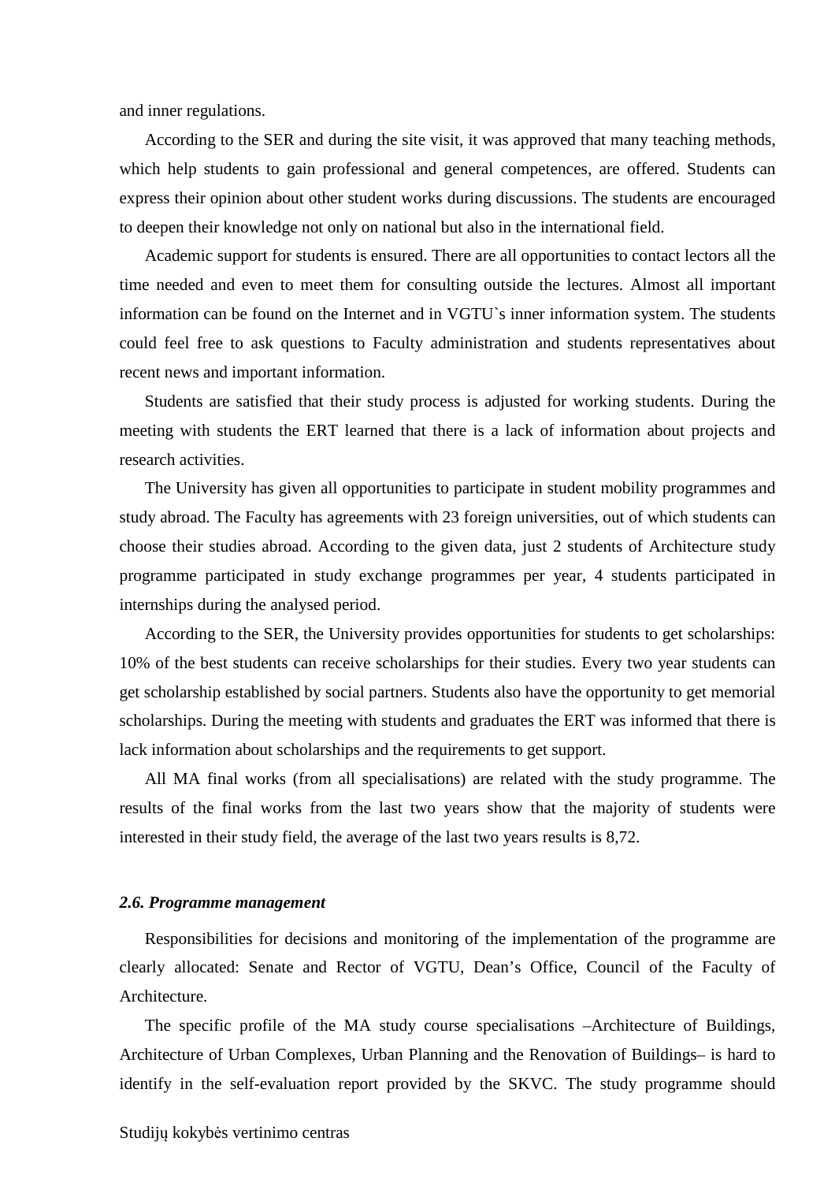and inner regulations.

According to the SER and during the site visit, it was approved that many teaching methods, which help students to gain professional and general competences, are offered. Students can express their opinion about other student works during discussions. The students are encouraged to deepen their knowledge not only on national but also in the international field.

Academic support for students is ensured. There are all opportunities to contact lectors all the time needed and even to meet them for consulting outside the lectures. Almost all important information can be found on the Internet and in VGTU`s inner information system. The students could feel free to ask questions to Faculty administration and students representatives about recent news and important information.

Students are satisfied that their study process is adjusted for working students. During the meeting with students the ERT learned that there is a lack of information about projects and research activities.

The University has given all opportunities to participate in student mobility programmes and study abroad. The Faculty has agreements with 23 foreign universities, out of which students can choose their studies abroad. According to the given data, just 2 students of Architecture study programme participated in study exchange programmes per year, 4 students participated in internships during the analysed period.

According to the SER, the University provides opportunities for students to get scholarships: 10% of the best students can receive scholarships for their studies. Every two year students can get scholarship established by social partners. Students also have the opportunity to get memorial scholarships. During the meeting with students and graduates the ERT was informed that there is lack information about scholarships and the requirements to get support.

All MA final works (from all specialisations) are related with the study programme. The results of the final works from the last two years show that the majority of students were interested in their study field, the average of the last two years results is 8,72.

### *2.6. Programme management*

Responsibilities for decisions and monitoring of the implementation of the programme are clearly allocated: Senate and Rector of VGTU, Dean's Office, Council of the Faculty of Architecture.

The specific profile of the MA study course specialisations –Architecture of Buildings, Architecture of Urban Complexes, Urban Planning and the Renovation of Buildings– is hard to identify in the self-evaluation report provided by the SKVC. The study programme should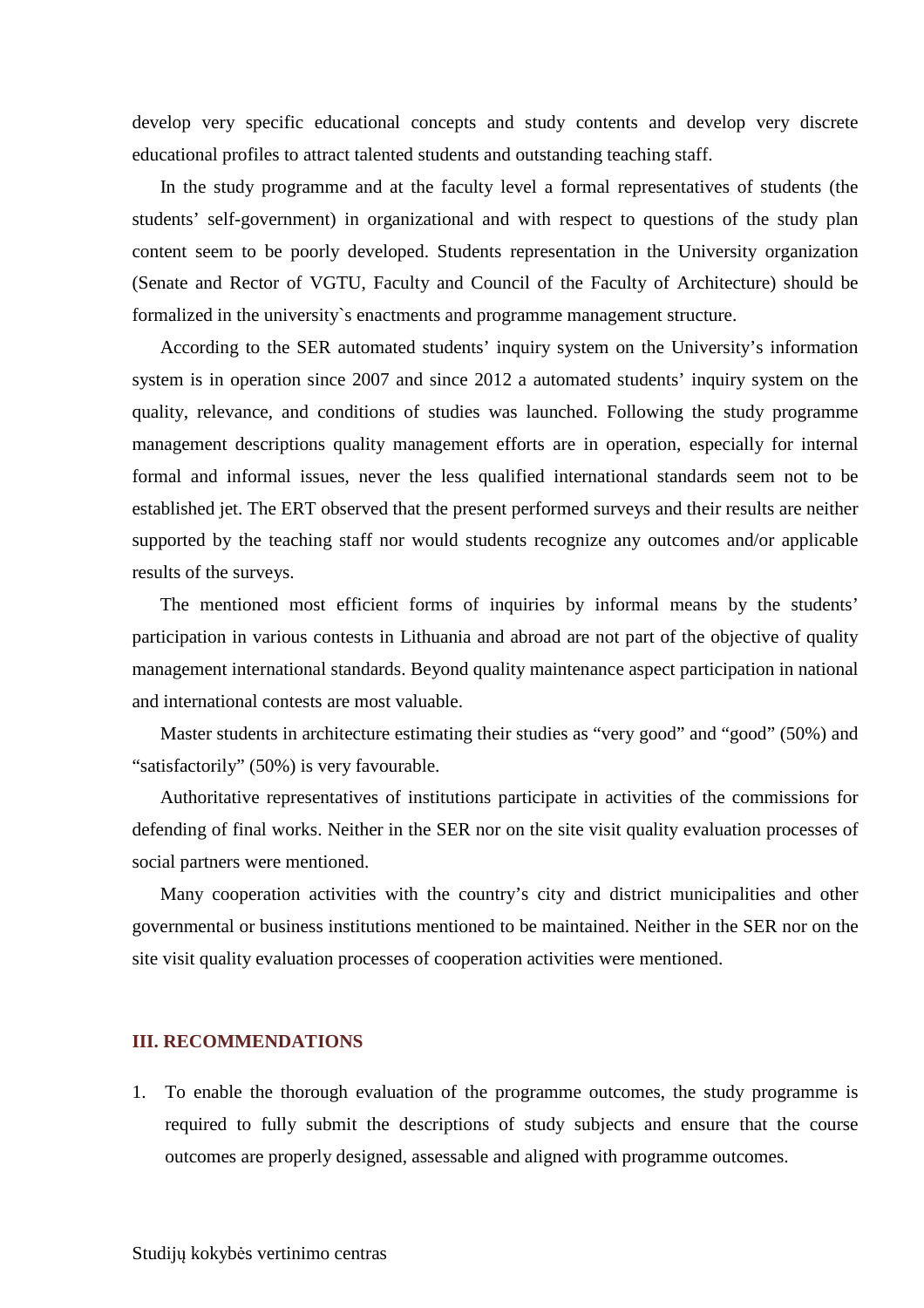develop very specific educational concepts and study contents and develop very discrete educational profiles to attract talented students and outstanding teaching staff.

In the study programme and at the faculty level a formal representatives of students (the students' self-government) in organizational and with respect to questions of the study plan content seem to be poorly developed. Students representation in the University organization (Senate and Rector of VGTU, Faculty and Council of the Faculty of Architecture) should be formalized in the university`s enactments and programme management structure.

According to the SER automated students' inquiry system on the University's information system is in operation since 2007 and since 2012 a automated students' inquiry system on the quality, relevance, and conditions of studies was launched. Following the study programme management descriptions quality management efforts are in operation, especially for internal formal and informal issues, never the less qualified international standards seem not to be established jet. The ERT observed that the present performed surveys and their results are neither supported by the teaching staff nor would students recognize any outcomes and/or applicable results of the surveys.

The mentioned most efficient forms of inquiries by informal means by the students' participation in various contests in Lithuania and abroad are not part of the objective of quality management international standards. Beyond quality maintenance aspect participation in national and international contests are most valuable.

Master students in architecture estimating their studies as "very good" and "good" (50%) and "satisfactorily" (50%) is very favourable.

Authoritative representatives of institutions participate in activities of the commissions for defending of final works. Neither in the SER nor on the site visit quality evaluation processes of social partners were mentioned.

Many cooperation activities with the country's city and district municipalities and other governmental or business institutions mentioned to be maintained. Neither in the SER nor on the site visit quality evaluation processes of cooperation activities were mentioned.

## III. RECOMMENDATIONS

1. To enable the thorough evaluation of the programme outcomes, the study programme is required to fully submit the descriptions of study subjects and ensure that the course outcomes are properly designed, assessable and aligned with programme outcomes.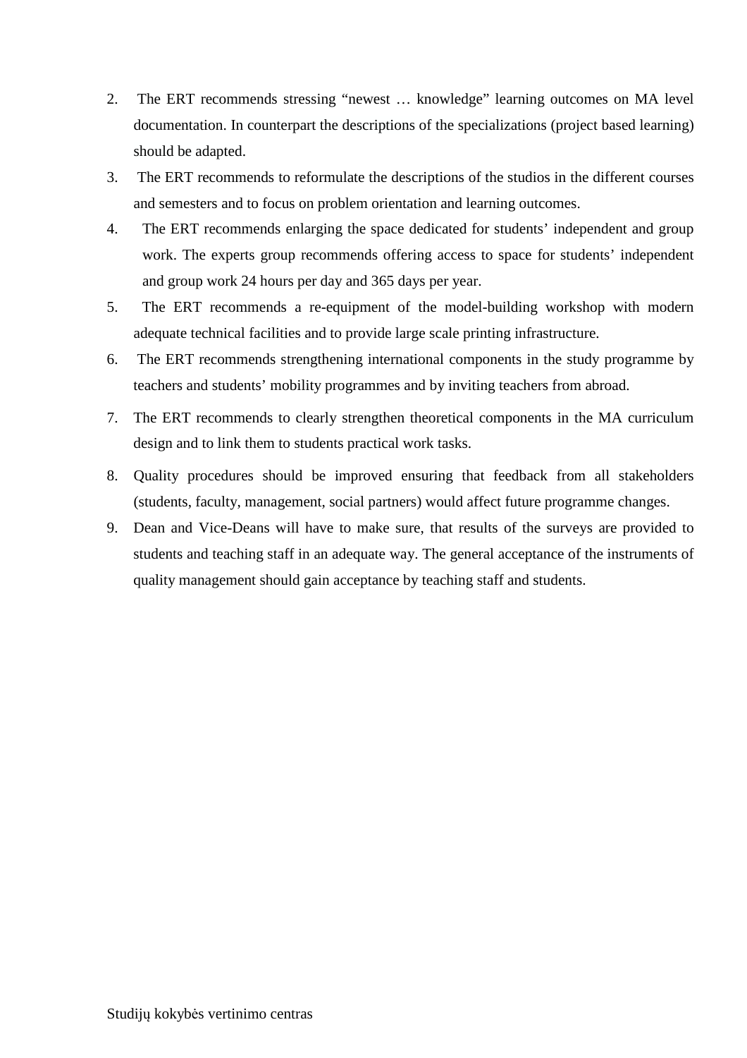2. The ERT recommends stressing "newest … knowledge" learning outcomes on MA level documentation. In counterpart the descriptions of the specializations (project based learning) should be adapted.
3. The ERT recommends to reformulate the descriptions of the studios in the different courses and semesters and to focus on problem orientation and learning outcomes.
4. The ERT recommends enlarging the space dedicated for students' independent and group work. The experts group recommends offering access to space for students' independent and group work 24 hours per day and 365 days per year.
5. The ERT recommends a re-equipment of the model-building workshop with modern adequate technical facilities and to provide large scale printing infrastructure.
6. The ERT recommends strengthening international components in the study programme by teachers and students' mobility programmes and by inviting teachers from abroad.
7. The ERT recommends to clearly strengthen theoretical components in the MA curriculum design and to link them to students practical work tasks.
8. Quality procedures should be improved ensuring that feedback from all stakeholders (students, faculty, management, social partners) would affect future programme changes.
9. Dean and Vice-Deans will have to make sure, that results of the surveys are provided to students and teaching staff in an adequate way. The general acceptance of the instruments of quality management should gain acceptance by teaching staff and students.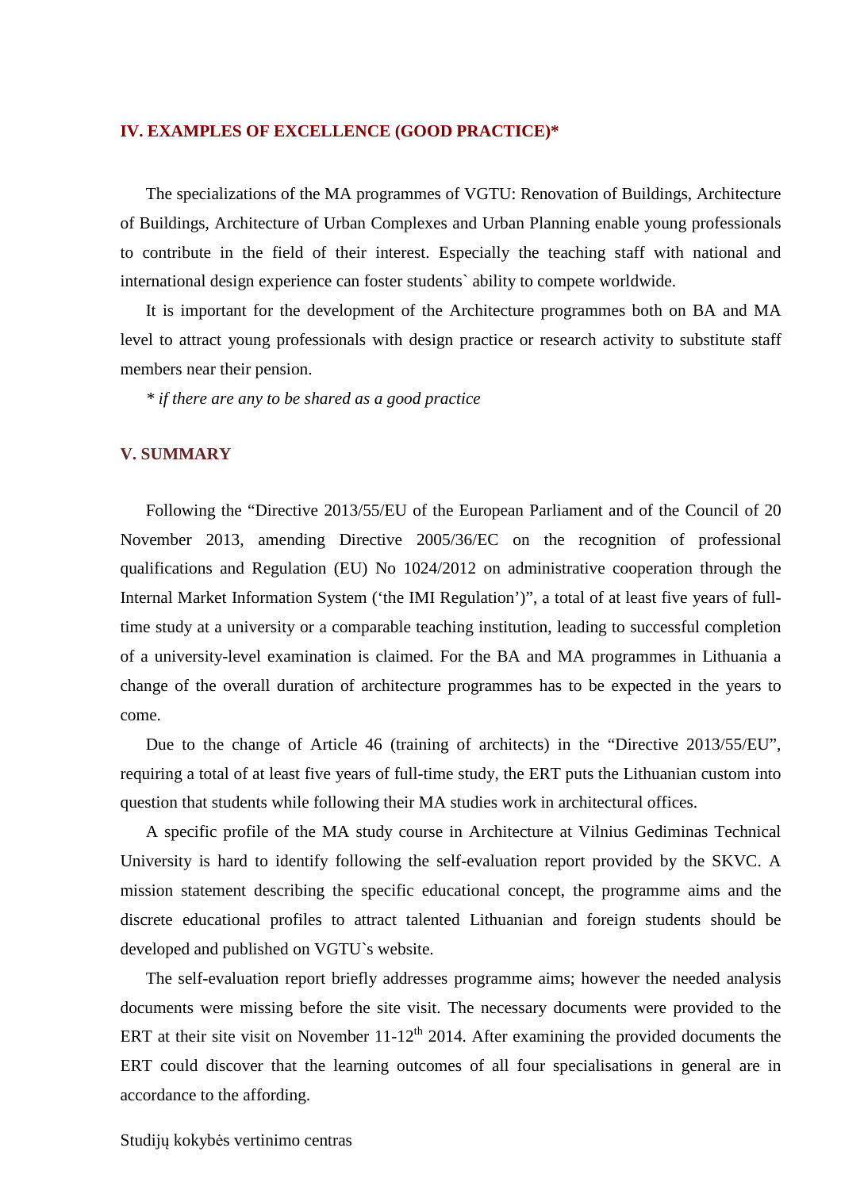## IV. EXAMPLES OF EXCELLENCE (GOOD PRACTICE)*

The specializations of the MA programmes of VGTU: Renovation of Buildings, Architecture of Buildings, Architecture of Urban Complexes and Urban Planning enable young professionals to contribute in the field of their interest. Especially the teaching staff with national and international design experience can foster students` ability to compete worldwide.

It is important for the development of the Architecture programmes both on BA and MA level to attract young professionals with design practice or research activity to substitute staff members near their pension.

*\* if there are any to be shared as a good practice*

## V. SUMMARY

Following the "Directive 2013/55/EU of the European Parliament and of the Council of 20 November 2013, amending Directive 2005/36/EC on the recognition of professional qualifications and Regulation (EU) No 1024/2012 on administrative cooperation through the Internal Market Information System ('the IMI Regulation')", a total of at least five years of full-time study at a university or a comparable teaching institution, leading to successful completion of a university-level examination is claimed. For the BA and MA programmes in Lithuania a change of the overall duration of architecture programmes has to be expected in the years to come.

Due to the change of Article 46 (training of architects) in the "Directive 2013/55/EU", requiring a total of at least five years of full-time study, the ERT puts the Lithuanian custom into question that students while following their MA studies work in architectural offices.

A specific profile of the MA study course in Architecture at Vilnius Gediminas Technical University is hard to identify following the self-evaluation report provided by the SKVC. A mission statement describing the specific educational concept, the programme aims and the discrete educational profiles to attract talented Lithuanian and foreign students should be developed and published on VGTU`s website.

The self-evaluation report briefly addresses programme aims; however the needed analysis documents were missing before the site visit. The necessary documents were provided to the ERT at their site visit on November 11-12th 2014. After examining the provided documents the ERT could discover that the learning outcomes of all four specialisations in general are in accordance to the affording.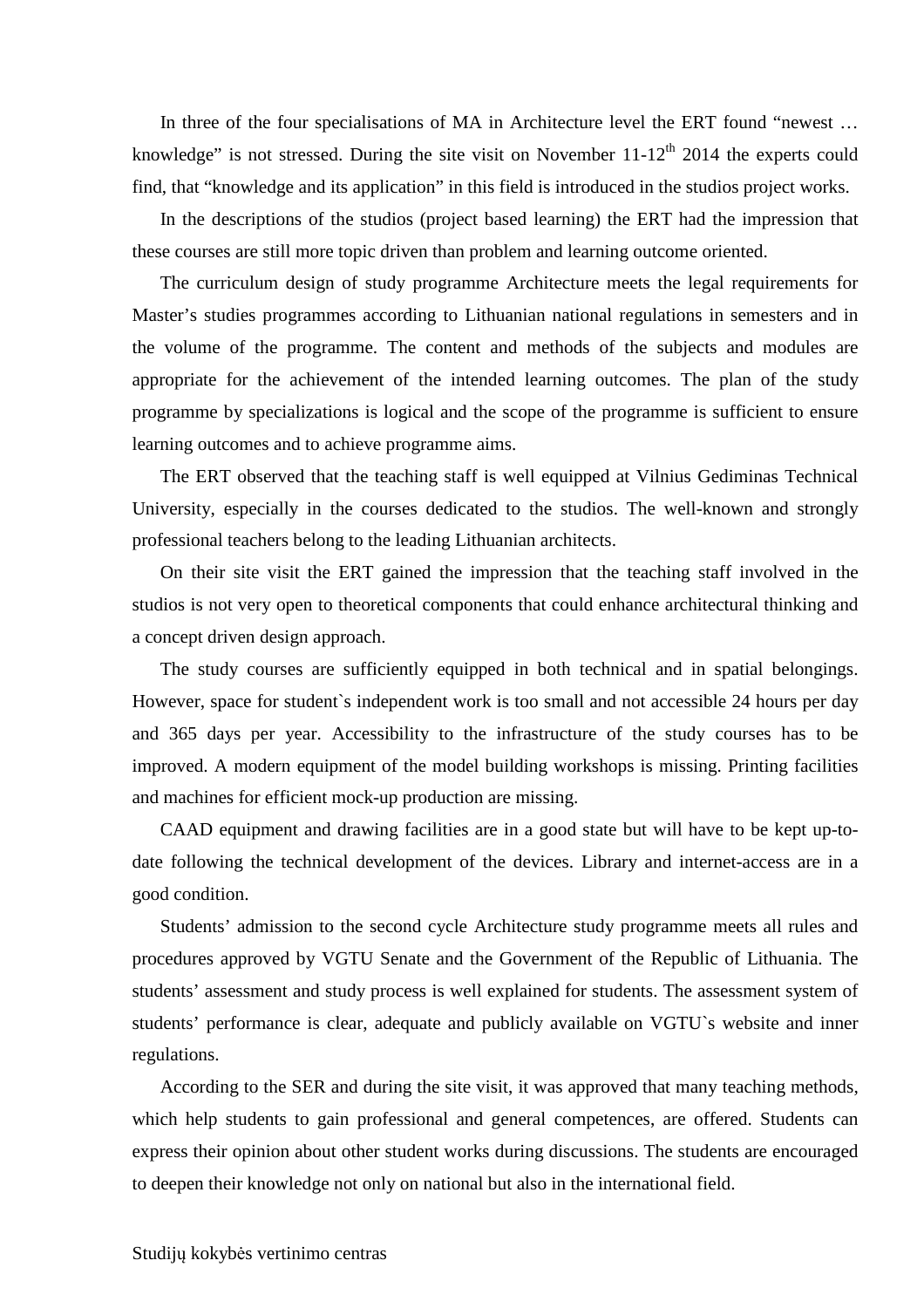In three of the four specialisations of MA in Architecture level the ERT found "newest … knowledge" is not stressed. During the site visit on November 11-12th 2014 the experts could find, that "knowledge and its application" in this field is introduced in the studios project works.

In the descriptions of the studios (project based learning) the ERT had the impression that these courses are still more topic driven than problem and learning outcome oriented.

The curriculum design of study programme Architecture meets the legal requirements for Master's studies programmes according to Lithuanian national regulations in semesters and in the volume of the programme. The content and methods of the subjects and modules are appropriate for the achievement of the intended learning outcomes. The plan of the study programme by specializations is logical and the scope of the programme is sufficient to ensure learning outcomes and to achieve programme aims.

The ERT observed that the teaching staff is well equipped at Vilnius Gediminas Technical University, especially in the courses dedicated to the studios. The well-known and strongly professional teachers belong to the leading Lithuanian architects.

On their site visit the ERT gained the impression that the teaching staff involved in the studios is not very open to theoretical components that could enhance architectural thinking and a concept driven design approach.

The study courses are sufficiently equipped in both technical and in spatial belongings. However, space for student`s independent work is too small and not accessible 24 hours per day and 365 days per year. Accessibility to the infrastructure of the study courses has to be improved. A modern equipment of the model building workshops is missing. Printing facilities and machines for efficient mock-up production are missing.

CAAD equipment and drawing facilities are in a good state but will have to be kept up-to-date following the technical development of the devices. Library and internet-access are in a good condition.

Students' admission to the second cycle Architecture study programme meets all rules and procedures approved by VGTU Senate and the Government of the Republic of Lithuania. The students' assessment and study process is well explained for students. The assessment system of students' performance is clear, adequate and publicly available on VGTU`s website and inner regulations.

According to the SER and during the site visit, it was approved that many teaching methods, which help students to gain professional and general competences, are offered. Students can express their opinion about other student works during discussions. The students are encouraged to deepen their knowledge not only on national but also in the international field.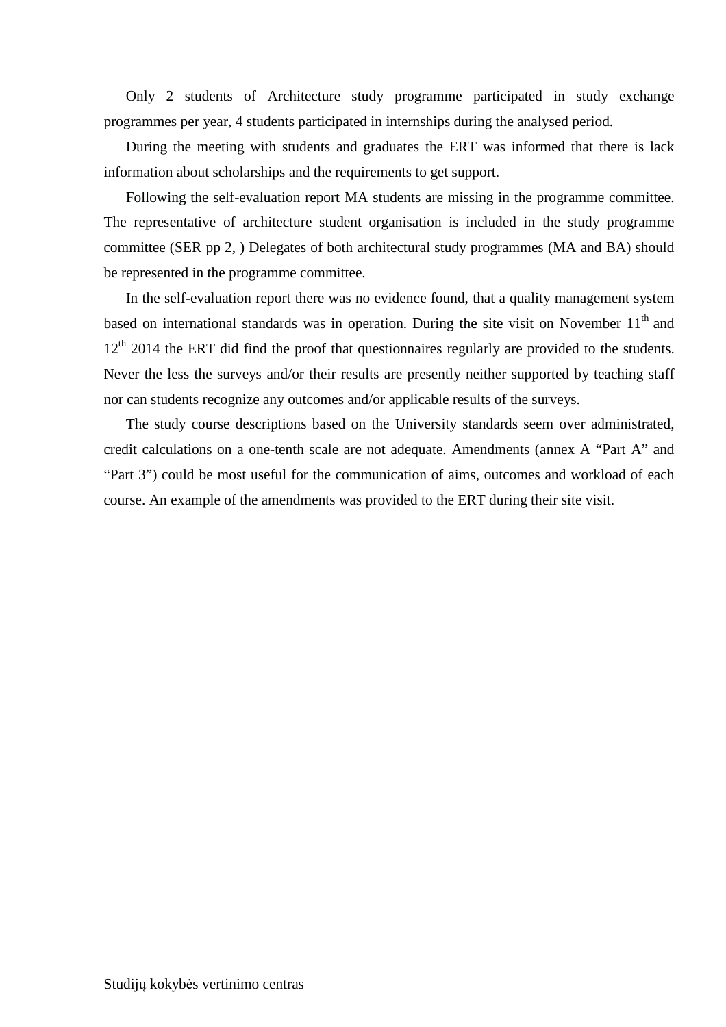Only 2 students of Architecture study programme participated in study exchange programmes per year, 4 students participated in internships during the analysed period.

During the meeting with students and graduates the ERT was informed that there is lack information about scholarships and the requirements to get support.

Following the self-evaluation report MA students are missing in the programme committee. The representative of architecture student organisation is included in the study programme committee (SER pp 2, ) Delegates of both architectural study programmes (MA and BA) should be represented in the programme committee.

In the self-evaluation report there was no evidence found, that a quality management system based on international standards was in operation. During the site visit on November 11th and 12th 2014 the ERT did find the proof that questionnaires regularly are provided to the students. Never the less the surveys and/or their results are presently neither supported by teaching staff nor can students recognize any outcomes and/or applicable results of the surveys.

The study course descriptions based on the University standards seem over administrated, credit calculations on a one-tenth scale are not adequate. Amendments (annex A "Part A" and "Part 3") could be most useful for the communication of aims, outcomes and workload of each course. An example of the amendments was provided to the ERT during their site visit.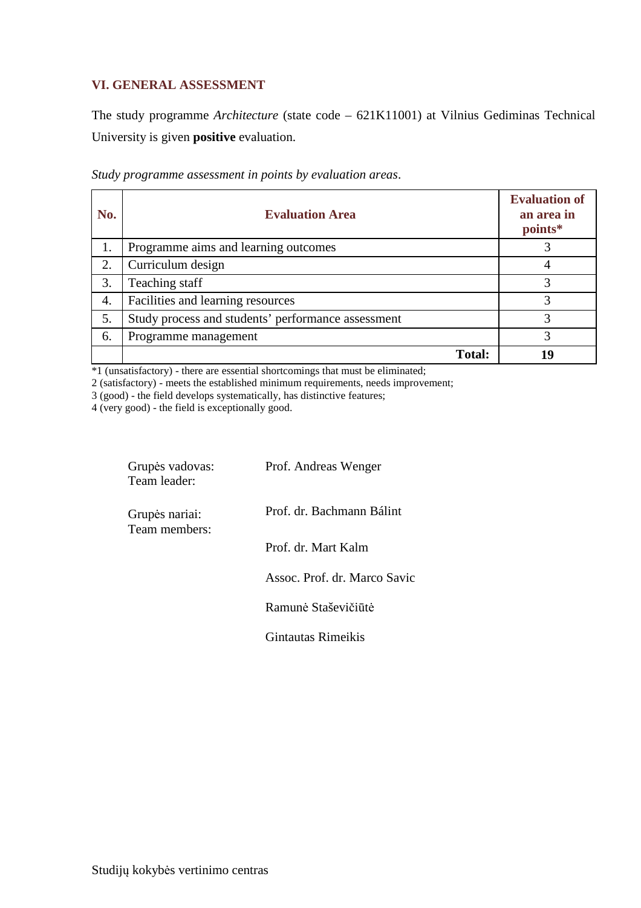## VI. GENERAL ASSESSMENT

The study programme *Architecture* (state code – 621K11001) at Vilnius Gediminas Technical University is given **positive** evaluation.

*Study programme assessment in points by evaluation areas*.

| No. | Evaluation Area | Evaluation of an area in points* |
|---|---|---|
| 1. | Programme aims and learning outcomes | 3 |
| 2. | Curriculum design | 4 |
| 3. | Teaching staff | 3 |
| 4. | Facilities and learning resources | 3 |
| 5. | Study process and students' performance assessment | 3 |
| 6. | Programme management | 3 |
| | **Total:** | **19** |

*1 (unsatisfactory) - there are essential shortcomings that must be eliminated;
2 (satisfactory) - meets the established minimum requirements, needs improvement;
3 (good) - the field develops systematically, has distinctive features;
4 (very good) - the field is exceptionally good.

Grupės vadovas:
Team leader: Prof. Andreas Wenger

Grupės nariai:
Team members: Prof. dr. Bachmann Bálint

Prof. dr. Mart Kalm

Assoc. Prof. dr. Marco Savic

Ramunė Staševičiūtė

Gintautas Rimeikis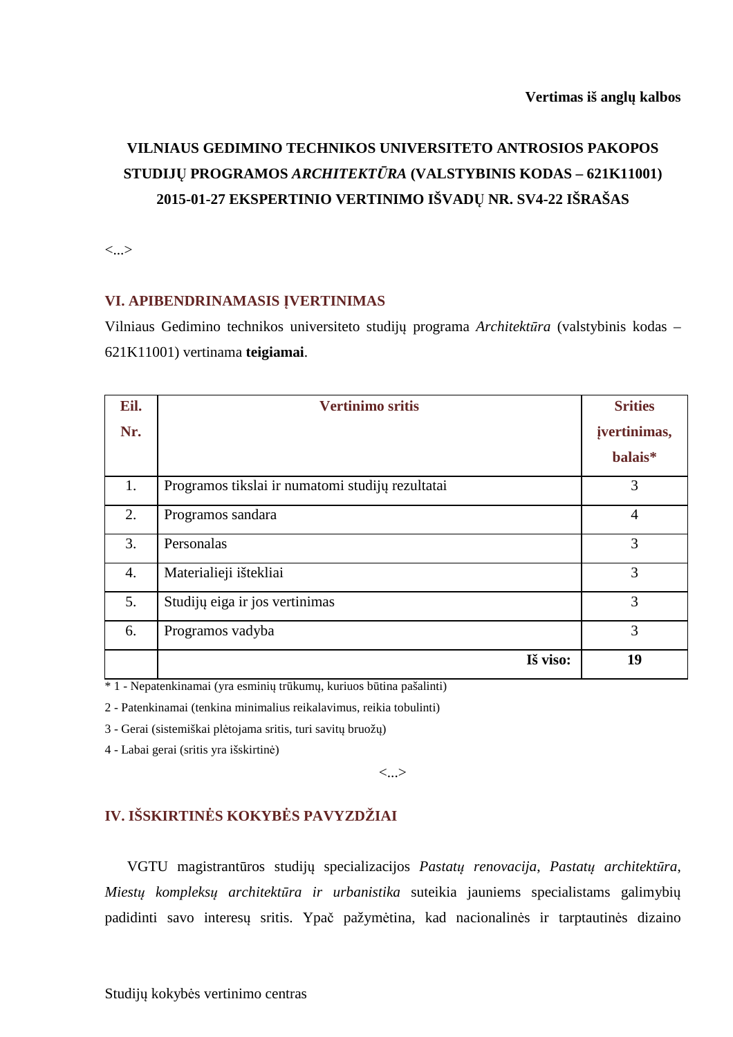**Vertimas iš anglų kalbos**

# VILNIAUS GEDIMINO TECHNIKOS UNIVERSITETO ANTROSIOS PAKOPOS STUDIJŲ PROGRAMOS *ARCHITEKTŪRA* (VALSTYBINIS KODAS – 621K11001) 2015-01-27 EKSPERTINIO VERTINIMO IŠVADŲ NR. SV4-22 IŠRAŠAS

<...>

## VI. APIBENDRINAMASIS ĮVERTINIMAS

Vilniaus Gedimino technikos universiteto studijų programa *Architektūra* (valstybinis kodas – 621K11001) vertinama **teigiamai**.

| Eil. Nr. | Vertinimo sritis | Srities įvertinimas, balais* |
|---|---|---|
| 1. | Programos tikslai ir numatomi studijų rezultatai | 3 |
| 2. | Programos sandara | 4 |
| 3. | Personalas | 3 |
| 4. | Materialieji ištekliai | 3 |
| 5. | Studijų eiga ir jos vertinimas | 3 |
| 6. | Programos vadyba | 3 |
| | **Iš viso:** | **19** |

\* 1 - Nepatenkinamai (yra esminių trūkumų, kuriuos būtina pašalinti)

2 - Patenkinamai (tenkina minimalius reikalavimus, reikia tobulinti)

3 - Gerai (sistemiškai plėtojama sritis, turi savitų bruožų)

4 - Labai gerai (sritis yra išskirtinė)

<...>

## IV. IŠSKIRTINĖS KOKYBĖS PAVYZDŽIAI

VGTU magistrantūros studijų specializacijos *Pastatų renovacija*, *Pastatų architektūra*, *Miestų kompleksų architektūra ir urbanistika* suteikia jauniems specialistams galimybių padidinti savo interesų sritis. Ypač pažymėtina, kad nacionalinės ir tarptautinės dizaino

Studijų kokybės vertinimo centras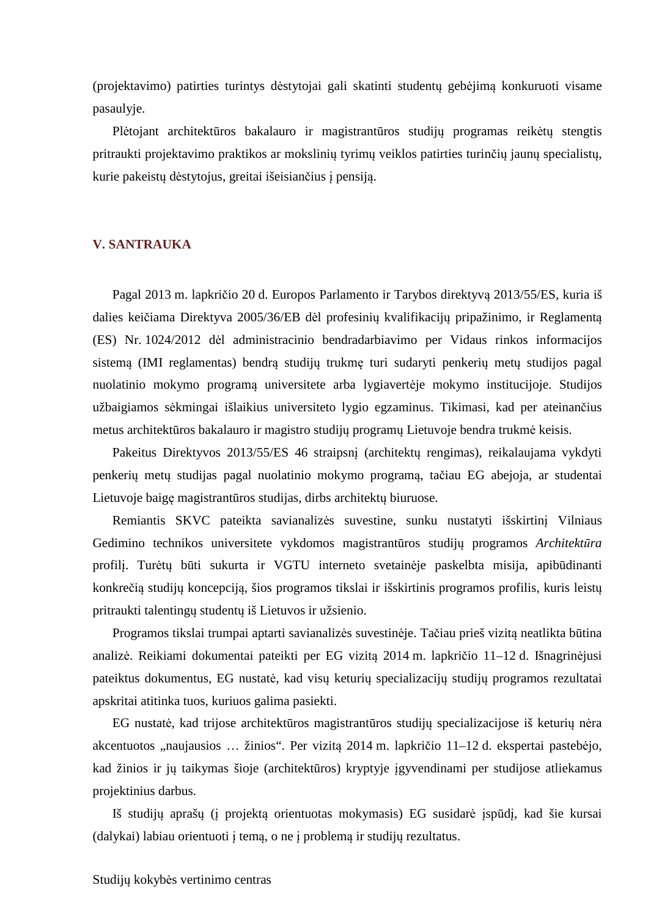(projektavimo) patirties turintys dėstytojai gali skatinti studentų gebėjimą konkuruoti visame pasaulyje.

Plėtojant architektūros bakalauro ir magistrantūros studijų programas reikėtų stengtis pritraukti projektavimo praktikos ar mokslinių tyrimų veiklos patirties turinčių jaunų specialistų, kurie pakeistų dėstytojus, greitai išeisiančius į pensiją.

## V. SANTRAUKA

Pagal 2013 m. lapkričio 20 d. Europos Parlamento ir Tarybos direktyvą 2013/55/ES, kuria iš dalies keičiama Direktyva 2005/36/EB dėl profesinių kvalifikacijų pripažinimo, ir Reglamentą (ES) Nr. 1024/2012 dėl administracinio bendradarbiavimo per Vidaus rinkos informacijos sistemą (IMI reglamentas) bendrą studijų trukmę turi sudaryti penkerių metų studijos pagal nuolatinio mokymo programą universitete arba lygiavertėje mokymo institucijoje. Studijos užbaigiamos sėkmingai išlaikius universiteto lygio egzaminus. Tikimasi, kad per ateinančius metus architektūros bakalauro ir magistro studijų programų Lietuvoje bendra trukmė keisis.

Pakeitus Direktyvos 2013/55/ES 46 straipsnį (architektų rengimas), reikalaujama vykdyti penkerių metų studijas pagal nuolatinio mokymo programą, tačiau EG abejoja, ar studentai Lietuvoje baigę magistrantūros studijas, dirbs architektų biuruose.

Remiantis SKVC pateikta savianalizės suvestine, sunku nustatyti išskirtinį Vilniaus Gedimino technikos universitete vykdomos magistrantūros studijų programos *Architektūra* profilį. Turėtų būti sukurta ir VGTU interneto svetainėje paskelbta misija, apibūdinanti konkrečią studijų koncepciją, šios programos tikslai ir išskirtinis programos profilis, kuris leistų pritraukti talentingų studentų iš Lietuvos ir užsienio.

Programos tikslai trumpai aptarti savianalizės suvestinėje. Tačiau prieš vizitą neatlikta būtina analizė. Reikiami dokumentai pateikti per EG vizitą 2014 m. lapkričio 11–12 d. Išnagrinėjusi pateiktus dokumentus, EG nustatė, kad visų keturių specializacijų studijų programos rezultatai apskritai atitinka tuos, kuriuos galima pasiekti.

EG nustatė, kad trijose architektūros magistrantūros studijų specializacijose iš keturių nėra akcentuotos „naujausios … žinios“. Per vizitą 2014 m. lapkričio 11–12 d. ekspertai pastebėjo, kad žinios ir jų taikymas šioje (architektūros) kryptyje įgyvendinami per studijose atliekamus projektinius darbus.

Iš studijų aprašų (į projektą orientuotas mokymasis) EG susidarė įspūdį, kad šie kursai (dalykai) labiau orientuoti į temą, o ne į problemą ir studijų rezultatus.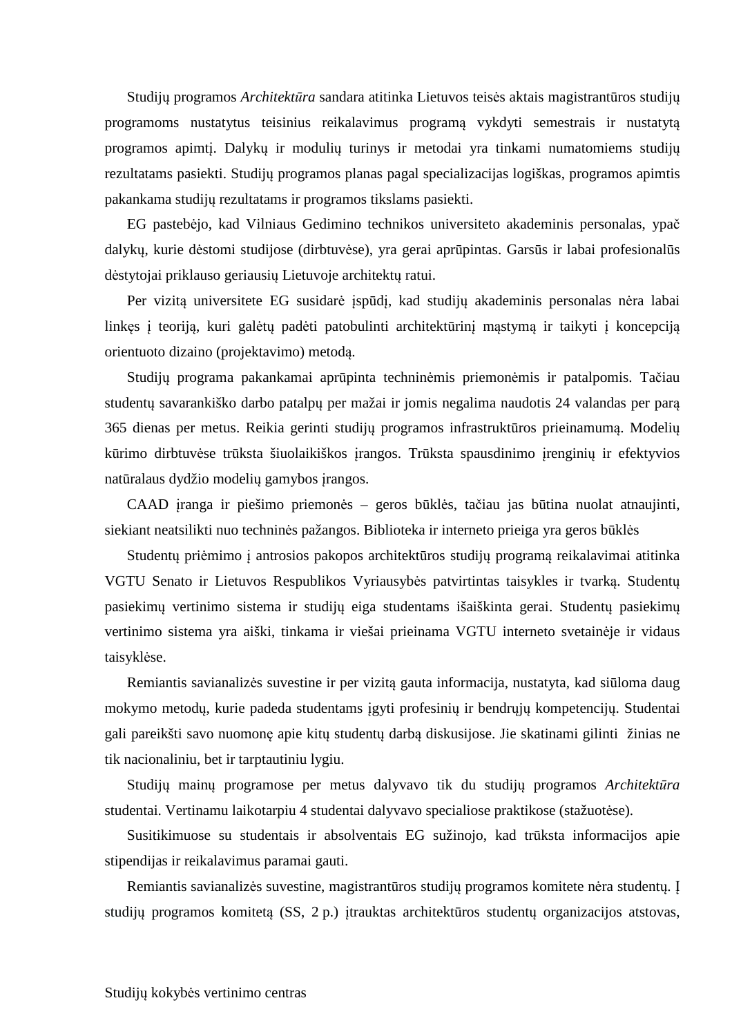Studijų programos *Architektūra* sandara atitinka Lietuvos teisės aktais magistrantūros studijų programoms nustatytus teisinius reikalavimus programą vykdyti semestrais ir nustatytą programos apimtį. Dalykų ir modulių turinys ir metodai yra tinkami numatomiems studijų rezultatams pasiekti. Studijų programos planas pagal specializacijas logiškas, programos apimtis pakankama studijų rezultatams ir programos tikslams pasiekti.

EG pastebėjo, kad Vilniaus Gedimino technikos universiteto akademinis personalas, ypač dalykų, kurie dėstomi studijose (dirbtuvėse), yra gerai aprūpintas. Garsūs ir labai profesionalūs dėstytojai priklauso geriausių Lietuvoje architektų ratui.

Per vizitą universitete EG susidarė įspūdį, kad studijų akademinis personalas nėra labai linkęs į teoriją, kuri galėtų padėti patobulinti architektūrinį mąstymą ir taikyti į koncepciją orientuoto dizaino (projektavimo) metodą.

Studijų programa pakankamai aprūpinta techninėmis priemonėmis ir patalpomis. Tačiau studentų savarankiško darbo patalpų per mažai ir jomis negalima naudotis 24 valandas per parą 365 dienas per metus. Reikia gerinti studijų programos infrastruktūros prieinamumą. Modelių kūrimo dirbtuvėse trūksta šiuolaikiškos įrangos. Trūksta spausdinimo įrenginių ir efektyvios natūralaus dydžio modelių gamybos įrangos.

CAAD įranga ir piešimo priemonės – geros būklės, tačiau jas būtina nuolat atnaujinti, siekiant neatsilikti nuo techninės pažangos. Biblioteka ir interneto prieiga yra geros būklės

Studentų priėmimo į antrosios pakopos architektūros studijų programą reikalavimai atitinka VGTU Senato ir Lietuvos Respublikos Vyriausybės patvirtintas taisykles ir tvarką. Studentų pasiekimų vertinimo sistema ir studijų eiga studentams išaiškinta gerai. Studentų pasiekimų vertinimo sistema yra aiški, tinkama ir viešai prieinama VGTU interneto svetainėje ir vidaus taisyklėse.

Remiantis savianalizės suvestine ir per vizitą gauta informacija, nustatyta, kad siūloma daug mokymo metodų, kurie padeda studentams įgyti profesinių ir bendrųjų kompetencijų. Studentai gali pareikšti savo nuomonę apie kitų studentų darbą diskusijose. Jie skatinami gilinti žinias ne tik nacionaliniu, bet ir tarptautiniu lygiu.

Studijų mainų programose per metus dalyvavo tik du studijų programos *Architektūra* studentai. Vertinamu laikotarpiu 4 studentai dalyvavo specialiose praktikose (stažuotėse).

Susitikimuose su studentais ir absolventais EG sužinojo, kad trūksta informacijos apie stipendijas ir reikalavimus paramai gauti.

Remiantis savianalizės suvestine, magistrantūros studijų programos komitete nėra studentų. Į studijų programos komitetą (SS, 2 p.) įtrauktas architektūros studentų organizacijos atstovas,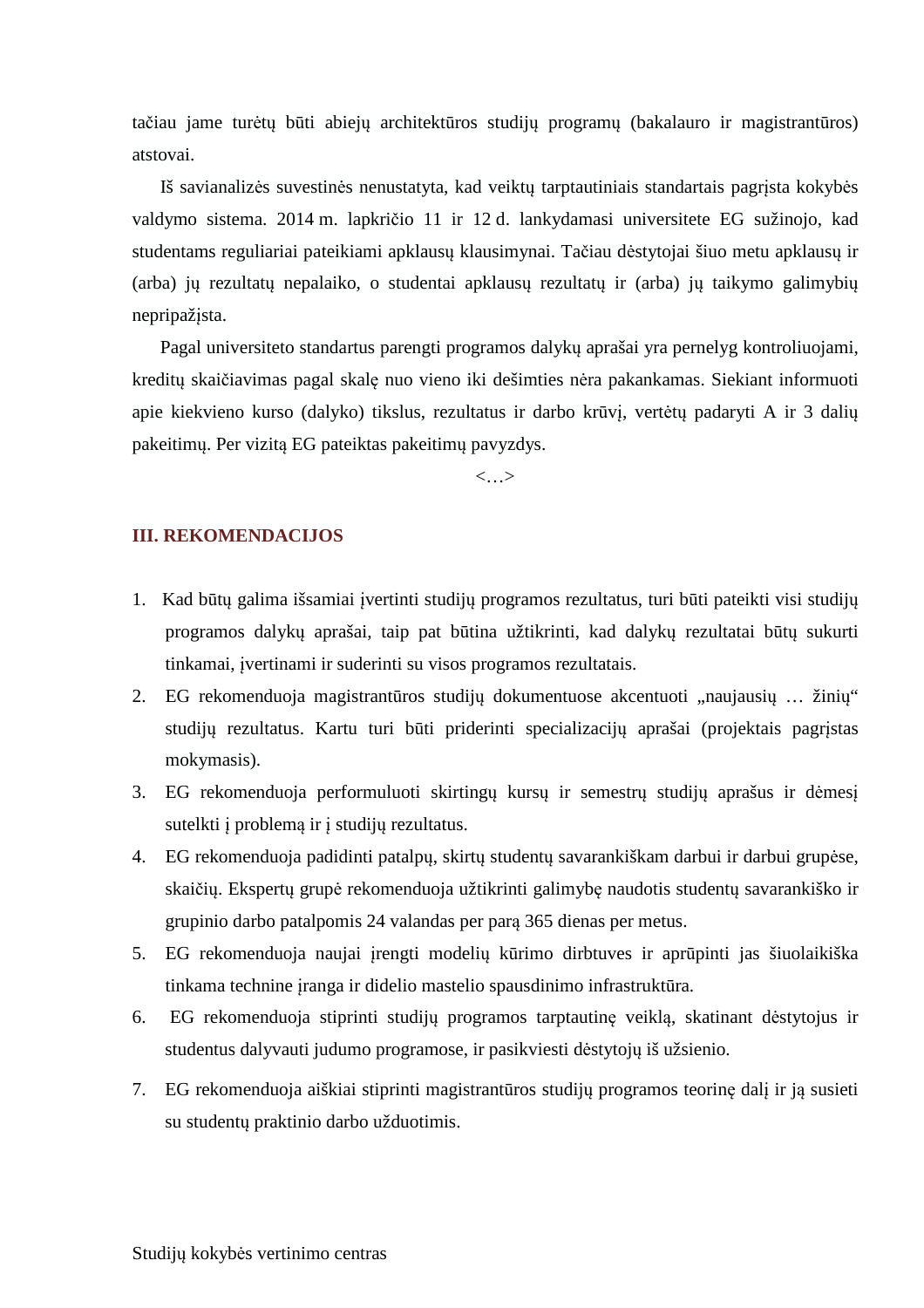tačiau jame turėtų būti abiejų architektūros studijų programų (bakalauro ir magistrantūros) atstovai.

Iš savianalizės suvestinės nenustatyta, kad veiktų tarptautiniais standartais pagrįsta kokybės valdymo sistema. 2014 m. lapkričio 11 ir 12 d. lankydamasi universitete EG sužinojo, kad studentams reguliariai pateikiami apklausų klausimynai. Tačiau dėstytojai šiuo metu apklausų ir (arba) jų rezultatų nepalaiko, o studentai apklausų rezultatų ir (arba) jų taikymo galimybių nepripažįsta.

Pagal universiteto standartus parengti programos dalykų aprašai yra pernelyg kontroliuojami, kreditų skaičiavimas pagal skalę nuo vieno iki dešimties nėra pakankamas. Siekiant informuoti apie kiekvieno kurso (dalyko) tikslus, rezultatus ir darbo krūvį, vertėtų padaryti A ir 3 dalių pakeitimų. Per vizitą EG pateiktas pakeitimų pavyzdys.

<…>

## III. REKOMENDACIJOS

1. Kad būtų galima išsamiai įvertinti studijų programos rezultatus, turi būti pateikti visi studijų programos dalykų aprašai, taip pat būtina užtikrinti, kad dalykų rezultatai būtų sukurti tinkamai, įvertinami ir suderinti su visos programos rezultatais.
2. EG rekomenduoja magistrantūros studijų dokumentuose akcentuoti „naujausių … žinių“ studijų rezultatus. Kartu turi būti priderinti specializacijų aprašai (projektais pagrįstas mokymasis).
3. EG rekomenduoja performuluoti skirtingų kursų ir semestrų studijų aprašus ir dėmesį sutelkti į problemą ir į studijų rezultatus.
4. EG rekomenduoja padidinti patalpų, skirtų studentų savarankiškam darbui ir darbui grupėse, skaičių. Ekspertų grupė rekomenduoja užtikrinti galimybę naudotis studentų savarankiško ir grupinio darbo patalpomis 24 valandas per parą 365 dienas per metus.
5. EG rekomenduoja naujai įrengti modelių kūrimo dirbtuves ir aprūpinti jas šiuolaikiška tinkama technine įranga ir didelio mastelio spausdinimo infrastruktūra.
6. EG rekomenduoja stiprinti studijų programos tarptautinę veiklą, skatinant dėstytojus ir studentus dalyvauti judumo programose, ir pasikviesti dėstytojų iš užsienio.
7. EG rekomenduoja aiškiai stiprinti magistrantūros studijų programos teorinę dalį ir ją susieti su studentų praktinio darbo užduotimis.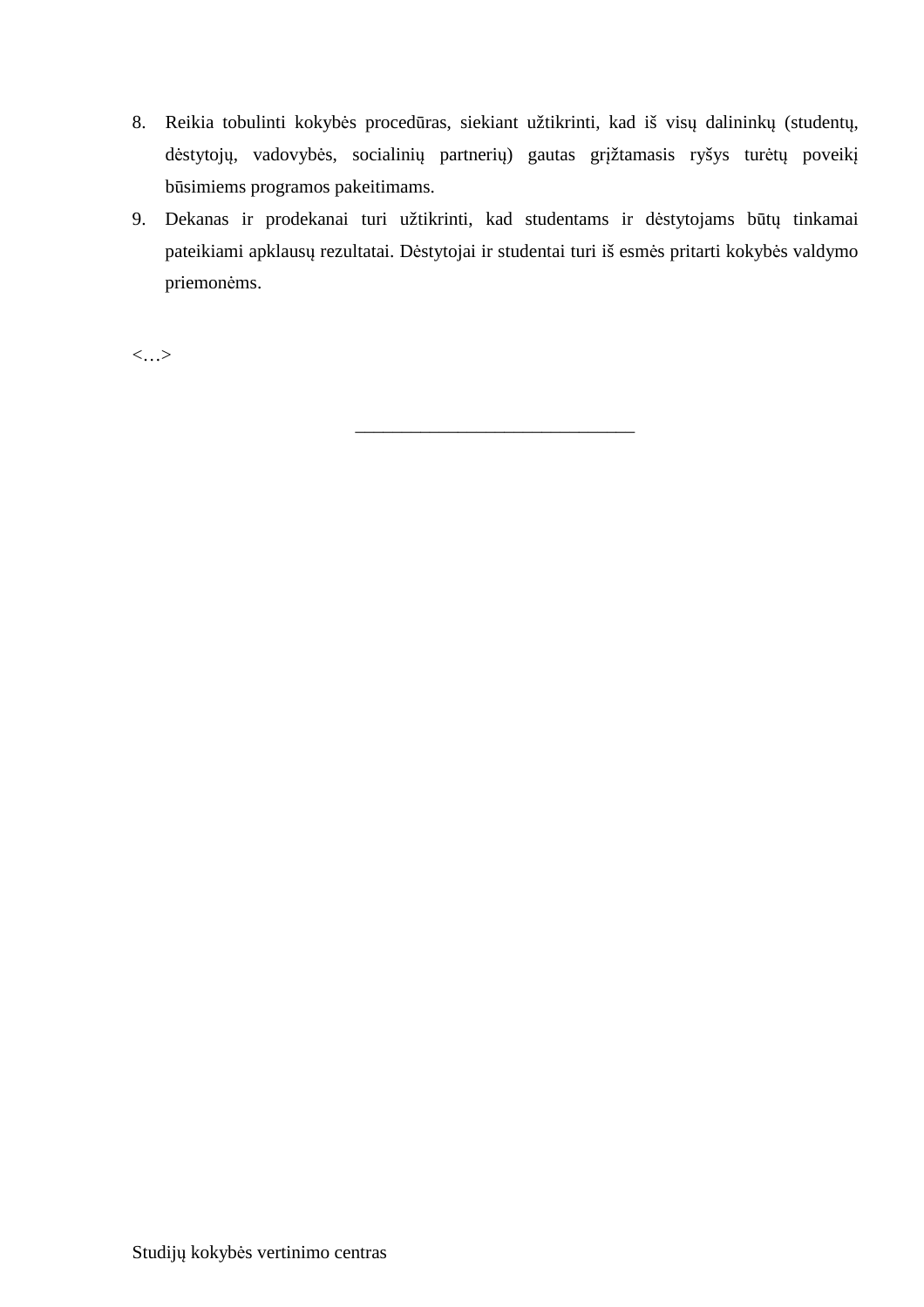8. Reikia tobulinti kokybės procedūras, siekiant užtikrinti, kad iš visų dalininkų (studentų, dėstytojų, vadovybės, socialinių partnerių) gautas grįžtamasis ryšys turėtų poveikį būsimiems programos pakeitimams.
9. Dekanas ir prodekanai turi užtikrinti, kad studentams ir dėstytojams būtų tinkamai pateikiami apklausų rezultatai. Dėstytojai ir studentai turi iš esmės pritarti kokybės valdymo priemonėms.

<…>

______________________________

Studijų kokybės vertinimo centras